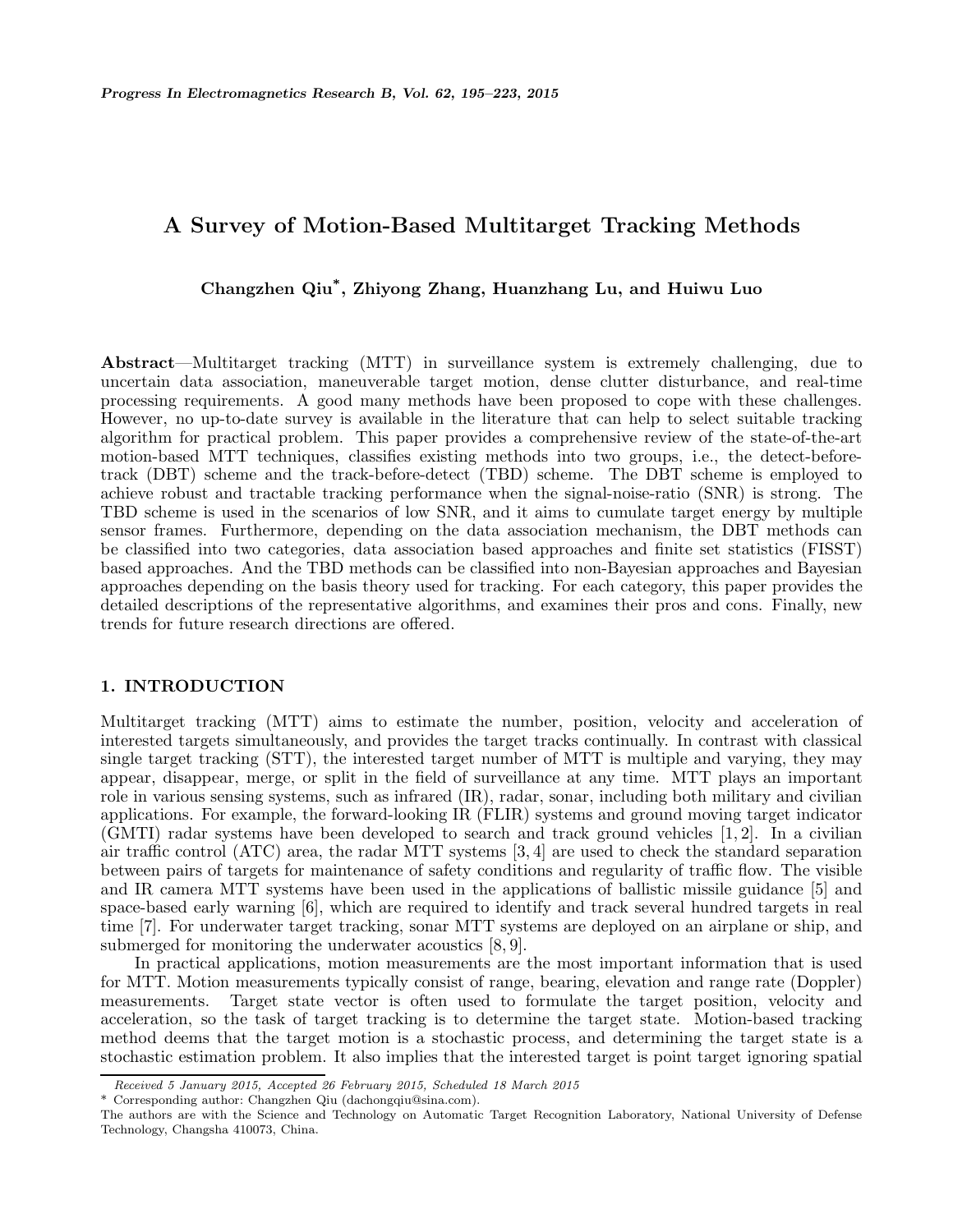# A Survey of Motion-Based Multitarget Tracking Methods

**Changzhen Qiu*, Zhiyong Zhang, Huanzhang Lu, and Huiwu Luo**

**Abstract**—Multitarget tracking (MTT) in surveillance system is extremely challenging, due to uncertain data association, maneuverable target motion, dense clutter disturbance, and real-time processing requirements. A good many methods have been proposed to cope with these challenges. However, no up-to-date survey is available in the literature that can help to select suitable tracking algorithm for practical problem. This paper provides a comprehensive review of the state-of-the-art motion-based MTT techniques, classifies existing methods into two groups, i.e., the detect-before-track (DBT) scheme and the track-before-detect (TBD) scheme. The DBT scheme is employed to achieve robust and tractable tracking performance when the signal-noise-ratio (SNR) is strong. The TBD scheme is used in the scenarios of low SNR, and it aims to cumulate target energy by multiple sensor frames. Furthermore, depending on the data association mechanism, the DBT methods can be classified into two categories, data association based approaches and finite set statistics (FISST) based approaches. And the TBD methods can be classified into non-Bayesian approaches and Bayesian approaches depending on the basis theory used for tracking. For each category, this paper provides the detailed descriptions of the representative algorithms, and examines their pros and cons. Finally, new trends for future research directions are offered.

## 1. INTRODUCTION

Multitarget tracking (MTT) aims to estimate the number, position, velocity and acceleration of interested targets simultaneously, and provides the target tracks continually. In contrast with classical single target tracking (STT), the interested target number of MTT is multiple and varying, they may appear, disappear, merge, or split in the field of surveillance at any time. MTT plays an important role in various sensing systems, such as infrared (IR), radar, sonar, including both military and civilian applications. For example, the forward-looking IR (FLIR) systems and ground moving target indicator (GMTI) radar systems have been developed to search and track ground vehicles [1, 2]. In a civilian air traffic control (ATC) area, the radar MTT systems [3, 4] are used to check the standard separation between pairs of targets for maintenance of safety conditions and regularity of traffic flow. The visible and IR camera MTT systems have been used in the applications of ballistic missile guidance [5] and space-based early warning [6], which are required to identify and track several hundred targets in real time [7]. For underwater target tracking, sonar MTT systems are deployed on an airplane or ship, and submerged for monitoring the underwater acoustics [8, 9].

In practical applications, motion measurements are the most important information that is used for MTT. Motion measurements typically consist of range, bearing, elevation and range rate (Doppler) measurements. Target state vector is often used to formulate the target position, velocity and acceleration, so the task of target tracking is to determine the target state. Motion-based tracking method deems that the target motion is a stochastic process, and determining the target state is a stochastic estimation problem. It also implies that the interested target is point target ignoring spatial

---

*Received 5 January 2015, Accepted 26 February 2015, Scheduled 18 March 2015*

\* Corresponding author: Changzhen Qiu (dachongqiu@sina.com).

The authors are with the Science and Technology on Automatic Target Recognition Laboratory, National University of Defense Technology, Changsha 410073, China.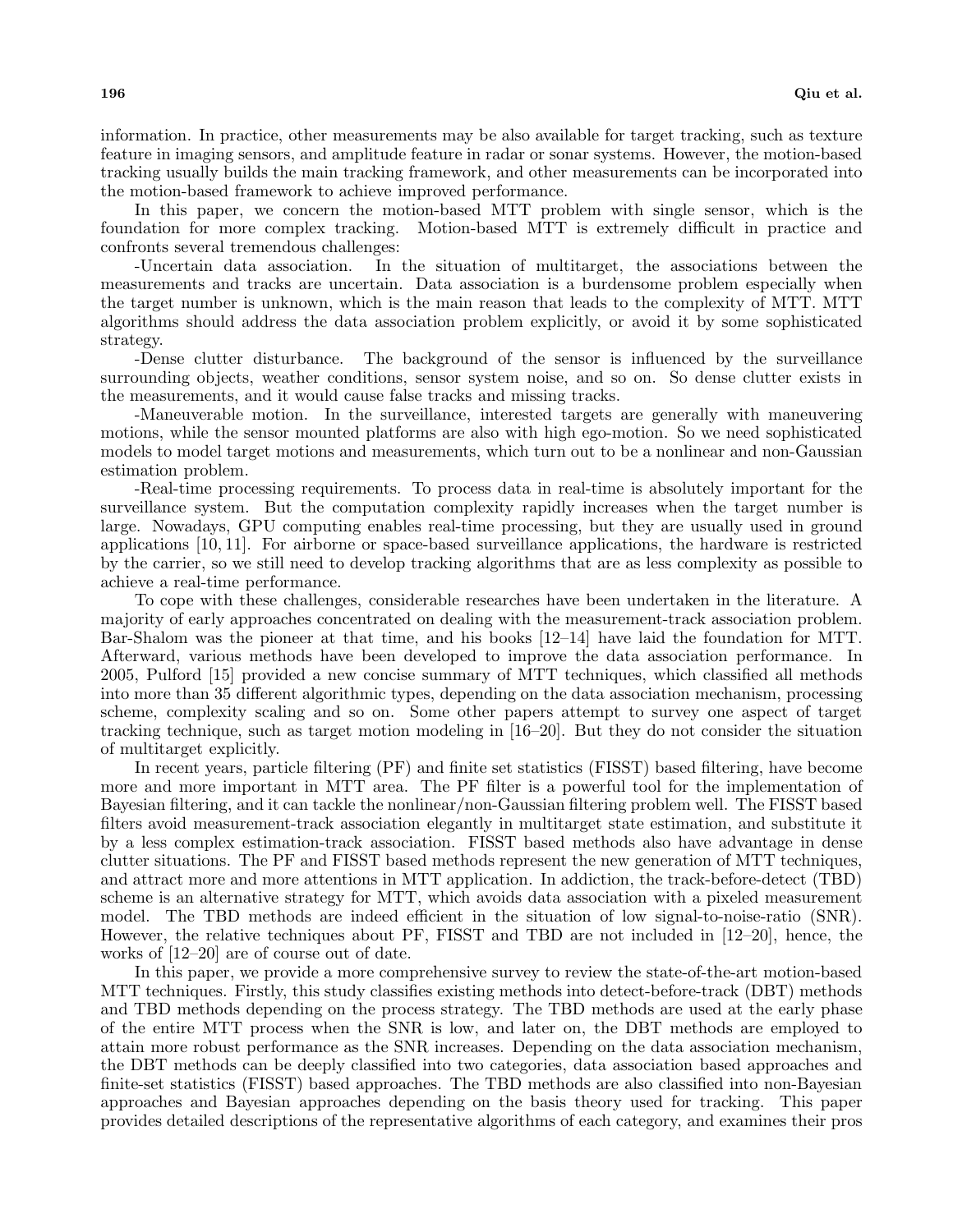information. In practice, other measurements may be also available for target tracking, such as texture feature in imaging sensors, and amplitude feature in radar or sonar systems. However, the motion-based tracking usually builds the main tracking framework, and other measurements can be incorporated into the motion-based framework to achieve improved performance.

In this paper, we concern the motion-based MTT problem with single sensor, which is the foundation for more complex tracking. Motion-based MTT is extremely difficult in practice and confronts several tremendous challenges:

-Uncertain data association. In the situation of multitarget, the associations between the measurements and tracks are uncertain. Data association is a burdensome problem especially when the target number is unknown, which is the main reason that leads to the complexity of MTT. MTT algorithms should address the data association problem explicitly, or avoid it by some sophisticated strategy.

-Dense clutter disturbance. The background of the sensor is influenced by the surveillance surrounding objects, weather conditions, sensor system noise, and so on. So dense clutter exists in the measurements, and it would cause false tracks and missing tracks.

-Maneuverable motion. In the surveillance, interested targets are generally with maneuvering motions, while the sensor mounted platforms are also with high ego-motion. So we need sophisticated models to model target motions and measurements, which turn out to be a nonlinear and non-Gaussian estimation problem.

-Real-time processing requirements. To process data in real-time is absolutely important for the surveillance system. But the computation complexity rapidly increases when the target number is large. Nowadays, GPU computing enables real-time processing, but they are usually used in ground applications [10, 11]. For airborne or space-based surveillance applications, the hardware is restricted by the carrier, so we still need to develop tracking algorithms that are as less complexity as possible to achieve a real-time performance.

To cope with these challenges, considerable researches have been undertaken in the literature. A majority of early approaches concentrated on dealing with the measurement-track association problem. Bar-Shalom was the pioneer at that time, and his books [12–14] have laid the foundation for MTT. Afterward, various methods have been developed to improve the data association performance. In 2005, Pulford [15] provided a new concise summary of MTT techniques, which classified all methods into more than 35 different algorithmic types, depending on the data association mechanism, processing scheme, complexity scaling and so on. Some other papers attempt to survey one aspect of target tracking technique, such as target motion modeling in [16–20]. But they do not consider the situation of multitarget explicitly.

In recent years, particle filtering (PF) and finite set statistics (FISST) based filtering, have become more and more important in MTT area. The PF filter is a powerful tool for the implementation of Bayesian filtering, and it can tackle the nonlinear/non-Gaussian filtering problem well. The FISST based filters avoid measurement-track association elegantly in multitarget state estimation, and substitute it by a less complex estimation-track association. FISST based methods also have advantage in dense clutter situations. The PF and FISST based methods represent the new generation of MTT techniques, and attract more and more attentions in MTT application. In addiction, the track-before-detect (TBD) scheme is an alternative strategy for MTT, which avoids data association with a pixeled measurement model. The TBD methods are indeed efficient in the situation of low signal-to-noise-ratio (SNR). However, the relative techniques about PF, FISST and TBD are not included in [12–20], hence, the works of [12–20] are of course out of date.

In this paper, we provide a more comprehensive survey to review the state-of-the-art motion-based MTT techniques. Firstly, this study classifies existing methods into detect-before-track (DBT) methods and TBD methods depending on the process strategy. The TBD methods are used at the early phase of the entire MTT process when the SNR is low, and later on, the DBT methods are employed to attain more robust performance as the SNR increases. Depending on the data association mechanism, the DBT methods can be deeply classified into two categories, data association based approaches and finite-set statistics (FISST) based approaches. The TBD methods are also classified into non-Bayesian approaches and Bayesian approaches depending on the basis theory used for tracking. This paper provides detailed descriptions of the representative algorithms of each category, and examines their pros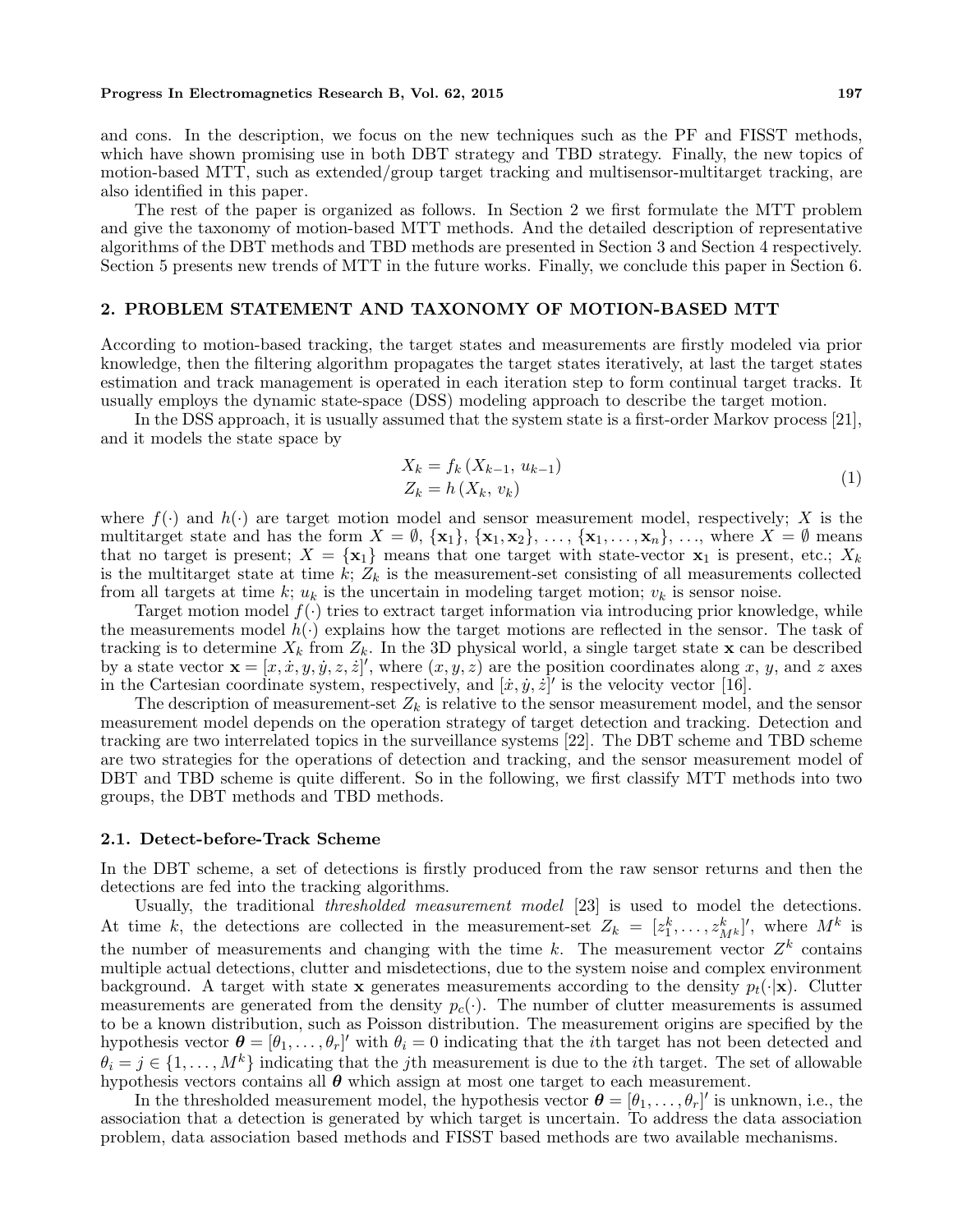and cons. In the description, we focus on the new techniques such as the PF and FISST methods, which have shown promising use in both DBT strategy and TBD strategy. Finally, the new topics of motion-based MTT, such as extended/group target tracking and multisensor-multitarget tracking, are also identified in this paper.

The rest of the paper is organized as follows. In Section 2 we first formulate the MTT problem and give the taxonomy of motion-based MTT methods. And the detailed description of representative algorithms of the DBT methods and TBD methods are presented in Section 3 and Section 4 respectively. Section 5 presents new trends of MTT in the future works. Finally, we conclude this paper in Section 6.

## 2. PROBLEM STATEMENT AND TAXONOMY OF MOTION-BASED MTT

According to motion-based tracking, the target states and measurements are firstly modeled via prior knowledge, then the filtering algorithm propagates the target states iteratively, at last the target states estimation and track management is operated in each iteration step to form continual target tracks. It usually employs the dynamic state-space (DSS) modeling approach to describe the target motion.

In the DSS approach, it is usually assumed that the system state is a first-order Markov process [21], and it models the state space by

$$
\begin{aligned}
X_k &= f_k\left(X_{k-1},\, u_{k-1}\right) \\
Z_k &= h\left(X_k,\, v_k\right)
\end{aligned}
\tag{1}
$$

where $f(\cdot)$ and $h(\cdot)$ are target motion model and sensor measurement model, respectively; $X$ is the multitarget state and has the form $X = \emptyset$, $\{\mathbf{x}_1\}$, $\{\mathbf{x}_1, \mathbf{x}_2\}$, $\ldots$, $\{\mathbf{x}_1, \ldots, \mathbf{x}_n\}$, $\ldots$, where $X = \emptyset$ means that no target is present; $X = \{\mathbf{x}_1\}$ means that one target with state-vector $\mathbf{x}_1$ is present, etc.; $X_k$ is the multitarget state at time $k$; $Z_k$ is the measurement-set consisting of all measurements collected from all targets at time $k$; $u_k$ is the uncertain in modeling target motion; $v_k$ is sensor noise.

Target motion model $f(\cdot)$ tries to extract target information via introducing prior knowledge, while the measurements model $h(\cdot)$ explains how the target motions are reflected in the sensor. The task of tracking is to determine $X_k$ from $Z_k$. In the 3D physical world, a single target state $\mathbf{x}$ can be described by a state vector $\mathbf{x} = [x, \dot{x}, y, \dot{y}, z, \dot{z}]'$, where $(x, y, z)$ are the position coordinates along $x$, $y$, and $z$ axes in the Cartesian coordinate system, respectively, and $[\dot{x}, \dot{y}, \dot{z}]'$ is the velocity vector [16].

The description of measurement-set $Z_k$ is relative to the sensor measurement model, and the sensor measurement model depends on the operation strategy of target detection and tracking. Detection and tracking are two interrelated topics in the surveillance systems [22]. The DBT scheme and TBD scheme are two strategies for the operations of detection and tracking, and the sensor measurement model of DBT and TBD scheme is quite different. So in the following, we first classify MTT methods into two groups, the DBT methods and TBD methods.

### 2.1. Detect-before-Track Scheme

In the DBT scheme, a set of detections is firstly produced from the raw sensor returns and then the detections are fed into the tracking algorithms.

Usually, the traditional *thresholded measurement model* [23] is used to model the detections. At time $k$, the detections are collected in the measurement-set $Z_k = [z_1^k, \ldots, z_{M^k}^k]'$, where $M^k$ is the number of measurements and changing with the time $k$. The measurement vector $Z^k$ contains multiple actual detections, clutter and misdetections, due to the system noise and complex environment background. A target with state $\mathbf{x}$ generates measurements according to the density $p_t(\cdot|\mathbf{x})$. Clutter measurements are generated from the density $p_c(\cdot)$. The number of clutter measurements is assumed to be a known distribution, such as Poisson distribution. The measurement origins are specified by the hypothesis vector $\boldsymbol{\theta} = [\theta_1, \ldots, \theta_r]'$ with $\theta_i = 0$ indicating that the $i$th target has not been detected and $\theta_i = j \in \{1, \ldots, M^k\}$ indicating that the $j$th measurement is due to the $i$th target. The set of allowable hypothesis vectors contains all $\boldsymbol{\theta}$ which assign at most one target to each measurement.

In the thresholded measurement model, the hypothesis vector $\boldsymbol{\theta} = [\theta_1, \ldots, \theta_r]'$ is unknown, i.e., the association that a detection is generated by which target is uncertain. To address the data association problem, data association based methods and FISST based methods are two available mechanisms.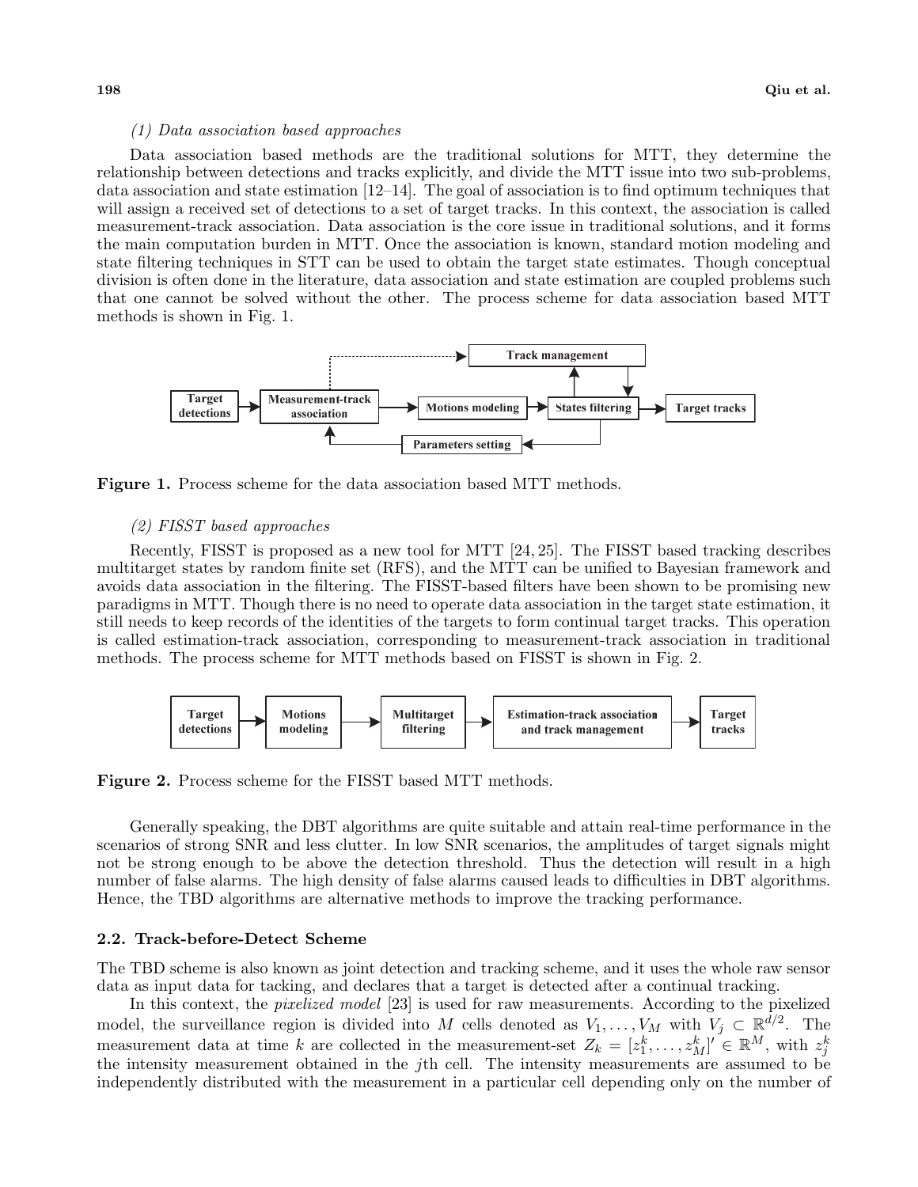*(1) Data association based approaches*

Data association based methods are the traditional solutions for MTT, they determine the relationship between detections and tracks explicitly, and divide the MTT issue into two sub-problems, data association and state estimation [12–14]. The goal of association is to find optimum techniques that will assign a received set of detections to a set of target tracks. In this context, the association is called measurement-track association. Data association is the core issue in traditional solutions, and it forms the main computation burden in MTT. Once the association is known, standard motion modeling and state filtering techniques in STT can be used to obtain the target state estimates. Though conceptual division is often done in the literature, data association and state estimation are coupled problems such that one cannot be solved without the other. The process scheme for data association based MTT methods is shown in Fig. 1.

Track management
Target detections
Measurement-track association
Motions modeling
States filtering
Target tracks
Parameters setting

**Figure 1.** Process scheme for the data association based MTT methods.

*(2) FISST based approaches*

Recently, FISST is proposed as a new tool for MTT [24, 25]. The FISST based tracking describes multitarget states by random finite set (RFS), and the MTT can be unified to Bayesian framework and avoids data association in the filtering. The FISST-based filters have been shown to be promising new paradigms in MTT. Though there is no need to operate data association in the target state estimation, it still needs to keep records of the identities of the targets to form continual target tracks. This operation is called estimation-track association, corresponding to measurement-track association in traditional methods. The process scheme for MTT methods based on FISST is shown in Fig. 2.

Target detections
Motions modeling
Multitarget filtering
Estimation-track association and track management
Target tracks

**Figure 2.** Process scheme for the FISST based MTT methods.

Generally speaking, the DBT algorithms are quite suitable and attain real-time performance in the scenarios of strong SNR and less clutter. In low SNR scenarios, the amplitudes of target signals might not be strong enough to be above the detection threshold. Thus the detection will result in a high number of false alarms. The high density of false alarms caused leads to difficulties in DBT algorithms. Hence, the TBD algorithms are alternative methods to improve the tracking performance.

### 2.2. Track-before-Detect Scheme

The TBD scheme is also known as joint detection and tracking scheme, and it uses the whole raw sensor data as input data for tacking, and declares that a target is detected after a continual tracking.

In this context, the *pixelized model* [23] is used for raw measurements. According to the pixelized model, the surveillance region is divided into $M$ cells denoted as $V_1, \ldots, V_M$ with $V_j \subset \mathbb{R}^{d/2}$. The measurement data at time $k$ are collected in the measurement-set $Z_k = [z_1^k, \ldots, z_M^k]' \in \mathbb{R}^M$, with $z_j^k$ the intensity measurement obtained in the $j$th cell. The intensity measurements are assumed to be independently distributed with the measurement in a particular cell depending only on the number of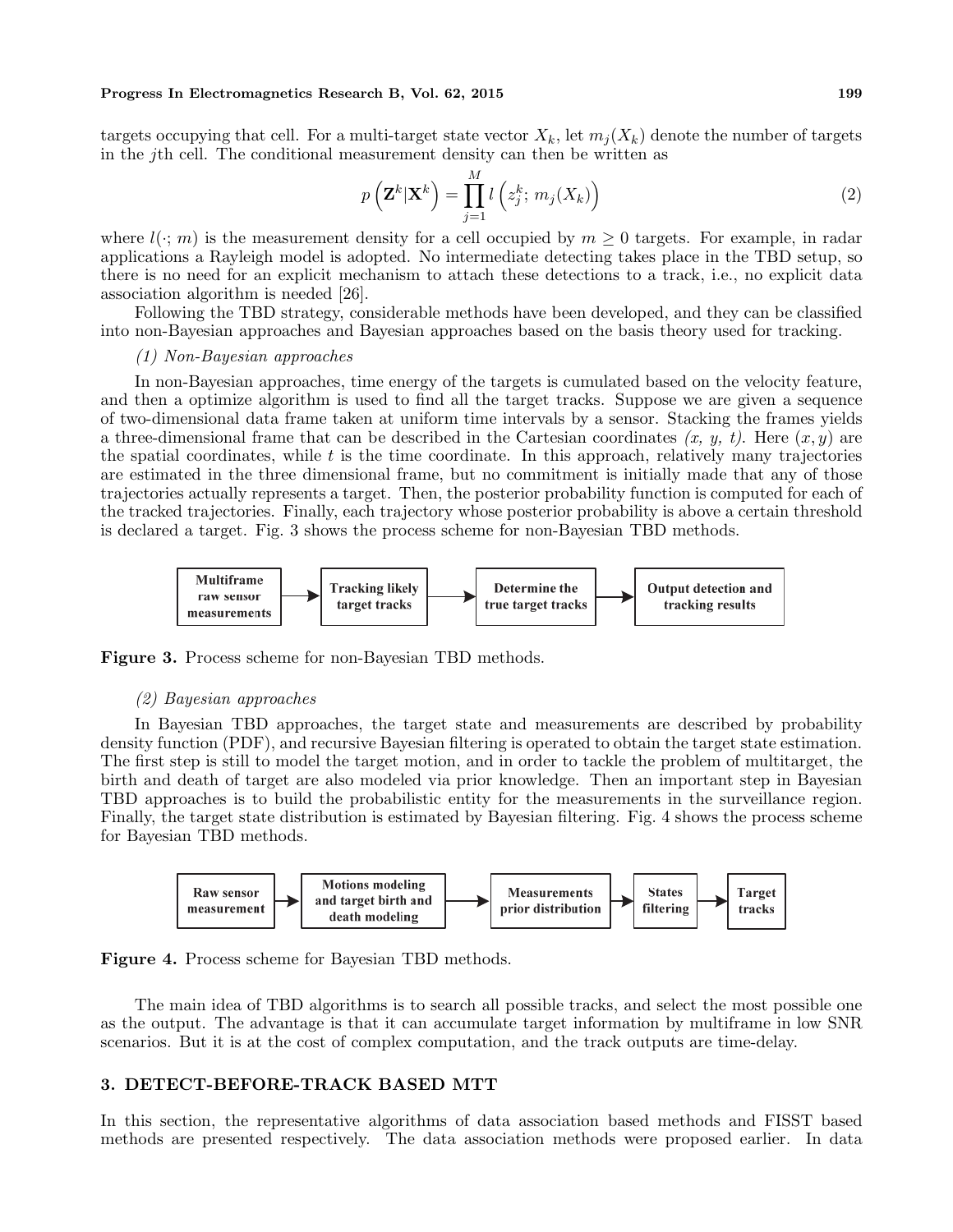targets occupying that cell. For a multi-target state vector $X_k$, let $m_j(X_k)$ denote the number of targets in the $j$th cell. The conditional measurement density can then be written as

$$p\left(\mathbf{Z}^k|\mathbf{X}^k\right) = \prod_{j=1}^{M} l\left(z_j^k;\, m_j(X_k)\right) \tag{2}$$

where $l(\cdot;\, m)$ is the measurement density for a cell occupied by $m \geq 0$ targets. For example, in radar applications a Rayleigh model is adopted. No intermediate detecting takes place in the TBD setup, so there is no need for an explicit mechanism to attach these detections to a track, i.e., no explicit data association algorithm is needed [26].

Following the TBD strategy, considerable methods have been developed, and they can be classified into non-Bayesian approaches and Bayesian approaches based on the basis theory used for tracking.

*(1) Non-Bayesian approaches*

In non-Bayesian approaches, time energy of the targets is cumulated based on the velocity feature, and then a optimize algorithm is used to find all the target tracks. Suppose we are given a sequence of two-dimensional data frame taken at uniform time intervals by a sensor. Stacking the frames yields a three-dimensional frame that can be described in the Cartesian coordinates *(x, y, t)*. Here $(x, y)$ are the spatial coordinates, while $t$ is the time coordinate. In this approach, relatively many trajectories are estimated in the three dimensional frame, but no commitment is initially made that any of those trajectories actually represents a target. Then, the posterior probability function is computed for each of the tracked trajectories. Finally, each trajectory whose posterior probability is above a certain threshold is declared a target. Fig. 3 shows the process scheme for non-Bayesian TBD methods.

Multiframe raw sensor measurements → Tracking likely target tracks → Determine the true target tracks → Output detection and tracking results

**Figure 3.** Process scheme for non-Bayesian TBD methods.

*(2) Bayesian approaches*

In Bayesian TBD approaches, the target state and measurements are described by probability density function (PDF), and recursive Bayesian filtering is operated to obtain the target state estimation. The first step is still to model the target motion, and in order to tackle the problem of multitarget, the birth and death of target are also modeled via prior knowledge. Then an important step in Bayesian TBD approaches is to build the probabilistic entity for the measurements in the surveillance region. Finally, the target state distribution is estimated by Bayesian filtering. Fig. 4 shows the process scheme for Bayesian TBD methods.

Raw sensor measurement → Motions modeling and target birth and death modeling → Measurements prior distribution → States filtering → Target tracks

**Figure 4.** Process scheme for Bayesian TBD methods.

The main idea of TBD algorithms is to search all possible tracks, and select the most possible one as the output. The advantage is that it can accumulate target information by multiframe in low SNR scenarios. But it is at the cost of complex computation, and the track outputs are time-delay.

## 3. DETECT-BEFORE-TRACK BASED MTT

In this section, the representative algorithms of data association based methods and FISST based methods are presented respectively. The data association methods were proposed earlier. In data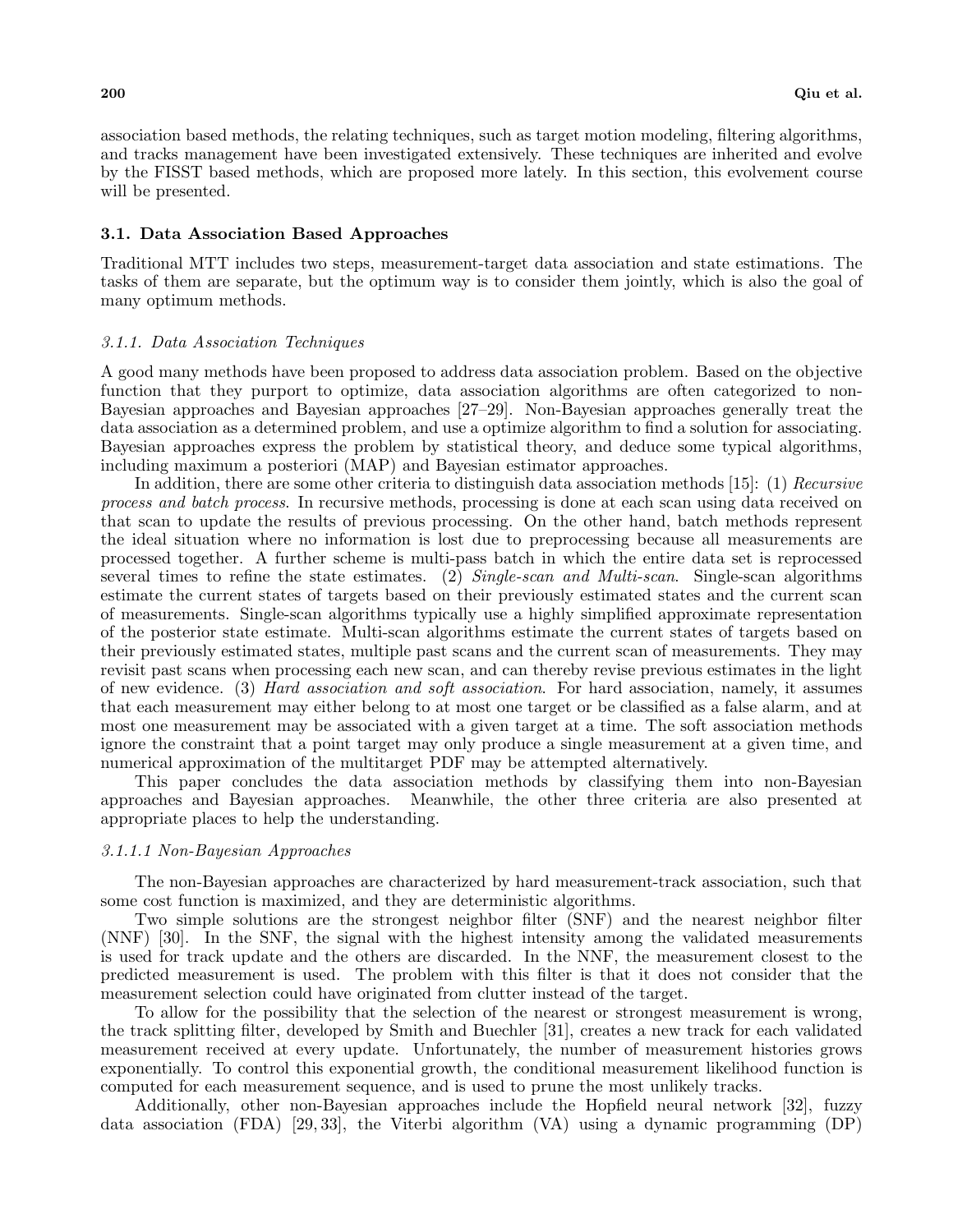association based methods, the relating techniques, such as target motion modeling, filtering algorithms, and tracks management have been investigated extensively. These techniques are inherited and evolve by the FISST based methods, which are proposed more lately. In this section, this evolvement course will be presented.

### 3.1. Data Association Based Approaches

Traditional MTT includes two steps, measurement-target data association and state estimations. The tasks of them are separate, but the optimum way is to consider them jointly, which is also the goal of many optimum methods.

#### *3.1.1. Data Association Techniques*

A good many methods have been proposed to address data association problem. Based on the objective function that they purport to optimize, data association algorithms are often categorized to non-Bayesian approaches and Bayesian approaches [27–29]. Non-Bayesian approaches generally treat the data association as a determined problem, and use a optimize algorithm to find a solution for associating. Bayesian approaches express the problem by statistical theory, and deduce some typical algorithms, including maximum a posteriori (MAP) and Bayesian estimator approaches.

In addition, there are some other criteria to distinguish data association methods [15]: (1) *Recursive process and batch process*. In recursive methods, processing is done at each scan using data received on that scan to update the results of previous processing. On the other hand, batch methods represent the ideal situation where no information is lost due to preprocessing because all measurements are processed together. A further scheme is multi-pass batch in which the entire data set is reprocessed several times to refine the state estimates. (2) *Single-scan and Multi-scan*. Single-scan algorithms estimate the current states of targets based on their previously estimated states and the current scan of measurements. Single-scan algorithms typically use a highly simplified approximate representation of the posterior state estimate. Multi-scan algorithms estimate the current states of targets based on their previously estimated states, multiple past scans and the current scan of measurements. They may revisit past scans when processing each new scan, and can thereby revise previous estimates in the light of new evidence. (3) *Hard association and soft association*. For hard association, namely, it assumes that each measurement may either belong to at most one target or be classified as a false alarm, and at most one measurement may be associated with a given target at a time. The soft association methods ignore the constraint that a point target may only produce a single measurement at a given time, and numerical approximation of the multitarget PDF may be attempted alternatively.

This paper concludes the data association methods by classifying them into non-Bayesian approaches and Bayesian approaches. Meanwhile, the other three criteria are also presented at appropriate places to help the understanding.

#### *3.1.1.1 Non-Bayesian Approaches*

The non-Bayesian approaches are characterized by hard measurement-track association, such that some cost function is maximized, and they are deterministic algorithms.

Two simple solutions are the strongest neighbor filter (SNF) and the nearest neighbor filter (NNF) [30]. In the SNF, the signal with the highest intensity among the validated measurements is used for track update and the others are discarded. In the NNF, the measurement closest to the predicted measurement is used. The problem with this filter is that it does not consider that the measurement selection could have originated from clutter instead of the target.

To allow for the possibility that the selection of the nearest or strongest measurement is wrong, the track splitting filter, developed by Smith and Buechler [31], creates a new track for each validated measurement received at every update. Unfortunately, the number of measurement histories grows exponentially. To control this exponential growth, the conditional measurement likelihood function is computed for each measurement sequence, and is used to prune the most unlikely tracks.

Additionally, other non-Bayesian approaches include the Hopfield neural network [32], fuzzy data association (FDA) [29, 33], the Viterbi algorithm (VA) using a dynamic programming (DP)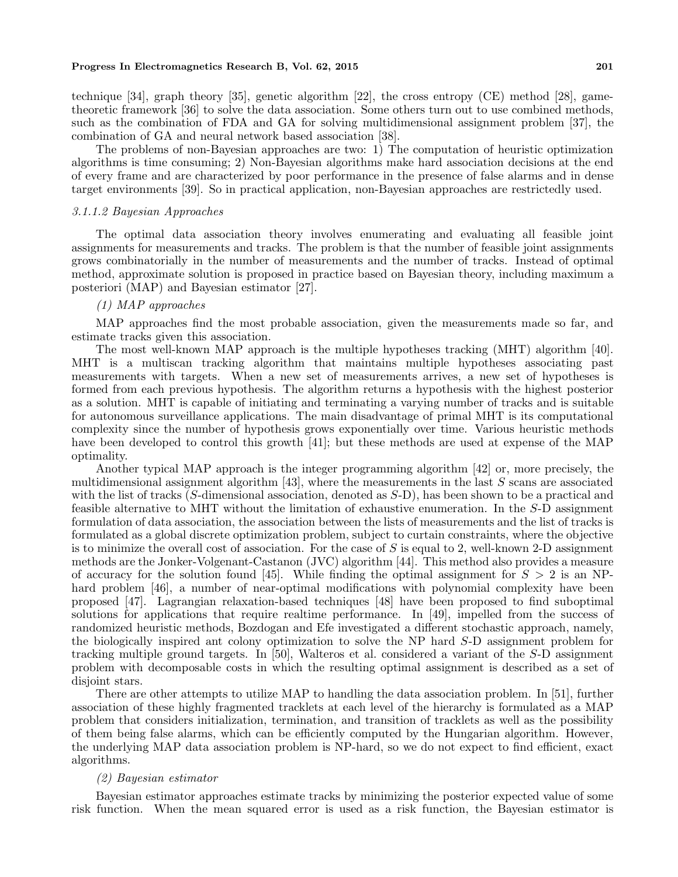technique [34], graph theory [35], genetic algorithm [22], the cross entropy (CE) method [28], game-theoretic framework [36] to solve the data association. Some others turn out to use combined methods, such as the combination of FDA and GA for solving multidimensional assignment problem [37], the combination of GA and neural network based association [38].

The problems of non-Bayesian approaches are two: 1) The computation of heuristic optimization algorithms is time consuming; 2) Non-Bayesian algorithms make hard association decisions at the end of every frame and are characterized by poor performance in the presence of false alarms and in dense target environments [39]. So in practical application, non-Bayesian approaches are restrictedly used.

*3.1.1.2 Bayesian Approaches*

The optimal data association theory involves enumerating and evaluating all feasible joint assignments for measurements and tracks. The problem is that the number of feasible joint assignments grows combinatorially in the number of measurements and the number of tracks. Instead of optimal method, approximate solution is proposed in practice based on Bayesian theory, including maximum a posteriori (MAP) and Bayesian estimator [27].

*(1) MAP approaches*

MAP approaches find the most probable association, given the measurements made so far, and estimate tracks given this association.

The most well-known MAP approach is the multiple hypotheses tracking (MHT) algorithm [40]. MHT is a multiscan tracking algorithm that maintains multiple hypotheses associating past measurements with targets. When a new set of measurements arrives, a new set of hypotheses is formed from each previous hypothesis. The algorithm returns a hypothesis with the highest posterior as a solution. MHT is capable of initiating and terminating a varying number of tracks and is suitable for autonomous surveillance applications. The main disadvantage of primal MHT is its computational complexity since the number of hypothesis grows exponentially over time. Various heuristic methods have been developed to control this growth [41]; but these methods are used at expense of the MAP optimality.

Another typical MAP approach is the integer programming algorithm [42] or, more precisely, the multidimensional assignment algorithm [43], where the measurements in the last $S$ scans are associated with the list of tracks ($S$-dimensional association, denoted as $S$-D), has been shown to be a practical and feasible alternative to MHT without the limitation of exhaustive enumeration. In the $S$-D assignment formulation of data association, the association between the lists of measurements and the list of tracks is formulated as a global discrete optimization problem, subject to curtain constraints, where the objective is to minimize the overall cost of association. For the case of $S$ is equal to 2, well-known 2-D assignment methods are the Jonker-Volgenant-Castanon (JVC) algorithm [44]. This method also provides a measure of accuracy for the solution found [45]. While finding the optimal assignment for $S > 2$ is an NP-hard problem [46], a number of near-optimal modifications with polynomial complexity have been proposed [47]. Lagrangian relaxation-based techniques [48] have been proposed to find suboptimal solutions for applications that require realtime performance. In [49], impelled from the success of randomized heuristic methods, Bozdogan and Efe investigated a different stochastic approach, namely, the biologically inspired ant colony optimization to solve the NP hard $S$-D assignment problem for tracking multiple ground targets. In [50], Walteros et al. considered a variant of the $S$-D assignment problem with decomposable costs in which the resulting optimal assignment is described as a set of disjoint stars.

There are other attempts to utilize MAP to handling the data association problem. In [51], further association of these highly fragmented tracklets at each level of the hierarchy is formulated as a MAP problem that considers initialization, termination, and transition of tracklets as well as the possibility of them being false alarms, which can be efficiently computed by the Hungarian algorithm. However, the underlying MAP data association problem is NP-hard, so we do not expect to find efficient, exact algorithms.

*(2) Bayesian estimator*

Bayesian estimator approaches estimate tracks by minimizing the posterior expected value of some risk function. When the mean squared error is used as a risk function, the Bayesian estimator is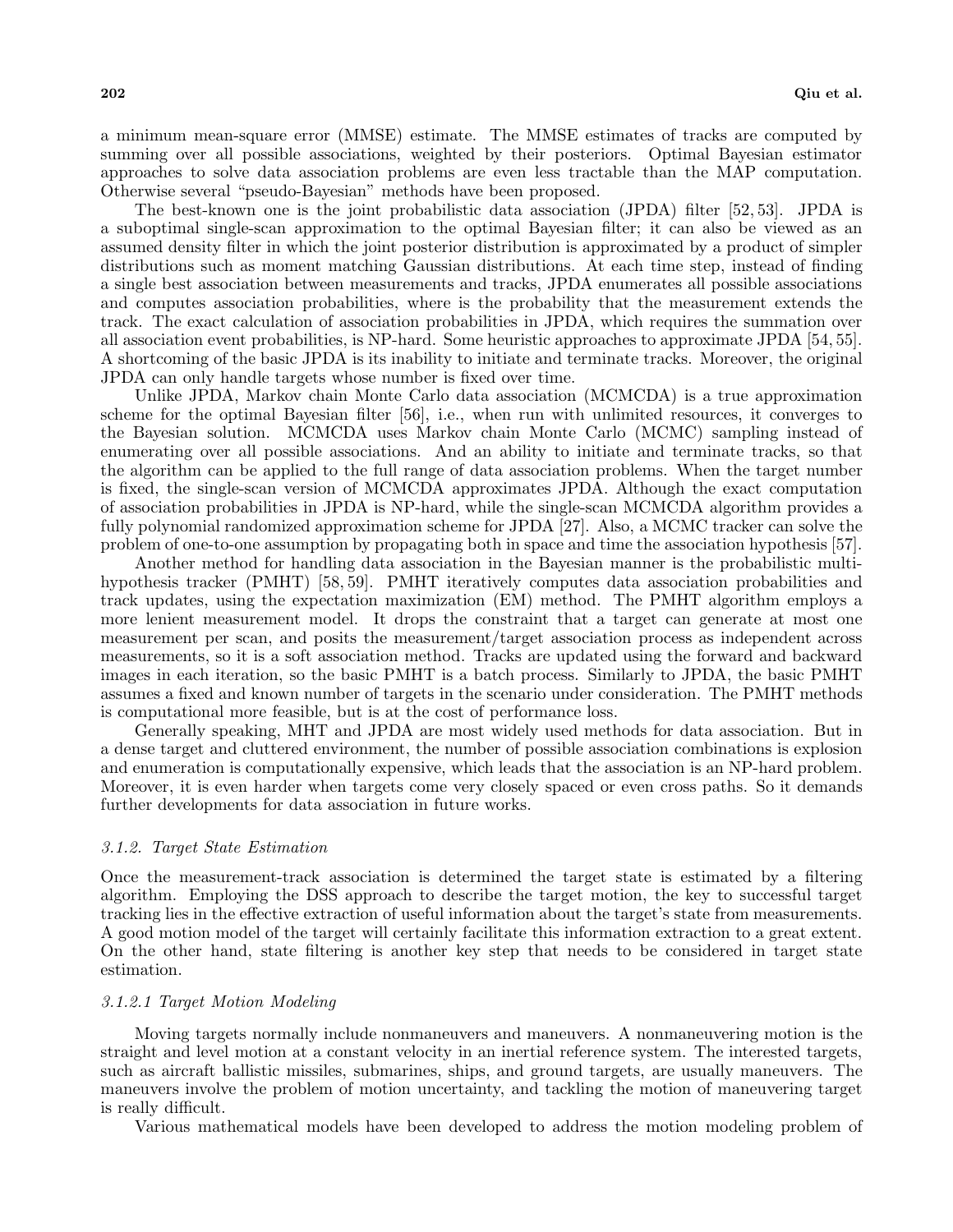a minimum mean-square error (MMSE) estimate. The MMSE estimates of tracks are computed by summing over all possible associations, weighted by their posteriors. Optimal Bayesian estimator approaches to solve data association problems are even less tractable than the MAP computation. Otherwise several "pseudo-Bayesian" methods have been proposed.

The best-known one is the joint probabilistic data association (JPDA) filter [52, 53]. JPDA is a suboptimal single-scan approximation to the optimal Bayesian filter; it can also be viewed as an assumed density filter in which the joint posterior distribution is approximated by a product of simpler distributions such as moment matching Gaussian distributions. At each time step, instead of finding a single best association between measurements and tracks, JPDA enumerates all possible associations and computes association probabilities, where is the probability that the measurement extends the track. The exact calculation of association probabilities in JPDA, which requires the summation over all association event probabilities, is NP-hard. Some heuristic approaches to approximate JPDA [54, 55]. A shortcoming of the basic JPDA is its inability to initiate and terminate tracks. Moreover, the original JPDA can only handle targets whose number is fixed over time.

Unlike JPDA, Markov chain Monte Carlo data association (MCMCDA) is a true approximation scheme for the optimal Bayesian filter [56], i.e., when run with unlimited resources, it converges to the Bayesian solution. MCMCDA uses Markov chain Monte Carlo (MCMC) sampling instead of enumerating over all possible associations. And an ability to initiate and terminate tracks, so that the algorithm can be applied to the full range of data association problems. When the target number is fixed, the single-scan version of MCMCDA approximates JPDA. Although the exact computation of association probabilities in JPDA is NP-hard, while the single-scan MCMCDA algorithm provides a fully polynomial randomized approximation scheme for JPDA [27]. Also, a MCMC tracker can solve the problem of one-to-one assumption by propagating both in space and time the association hypothesis [57].

Another method for handling data association in the Bayesian manner is the probabilistic multi-hypothesis tracker (PMHT) [58, 59]. PMHT iteratively computes data association probabilities and track updates, using the expectation maximization (EM) method. The PMHT algorithm employs a more lenient measurement model. It drops the constraint that a target can generate at most one measurement per scan, and posits the measurement/target association process as independent across measurements, so it is a soft association method. Tracks are updated using the forward and backward images in each iteration, so the basic PMHT is a batch process. Similarly to JPDA, the basic PMHT assumes a fixed and known number of targets in the scenario under consideration. The PMHT methods is computational more feasible, but is at the cost of performance loss.

Generally speaking, MHT and JPDA are most widely used methods for data association. But in a dense target and cluttered environment, the number of possible association combinations is explosion and enumeration is computationally expensive, which leads that the association is an NP-hard problem. Moreover, it is even harder when targets come very closely spaced or even cross paths. So it demands further developments for data association in future works.

#### *3.1.2. Target State Estimation*

Once the measurement-track association is determined the target state is estimated by a filtering algorithm. Employing the DSS approach to describe the target motion, the key to successful target tracking lies in the effective extraction of useful information about the target's state from measurements. A good motion model of the target will certainly facilitate this information extraction to a great extent. On the other hand, state filtering is another key step that needs to be considered in target state estimation.

##### *3.1.2.1 Target Motion Modeling*

Moving targets normally include nonmaneuvers and maneuvers. A nonmaneuvering motion is the straight and level motion at a constant velocity in an inertial reference system. The interested targets, such as aircraft ballistic missiles, submarines, ships, and ground targets, are usually maneuvers. The maneuvers involve the problem of motion uncertainty, and tackling the motion of maneuvering target is really difficult.

Various mathematical models have been developed to address the motion modeling problem of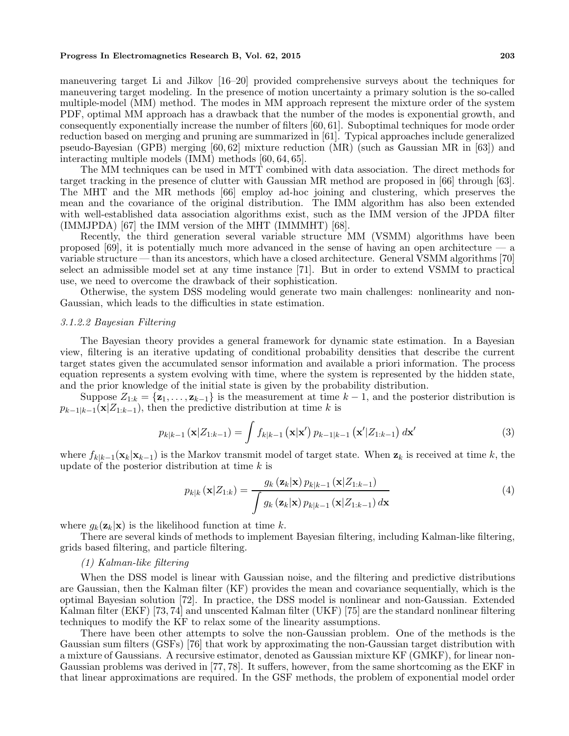maneuvering target Li and Jilkov [16–20] provided comprehensive surveys about the techniques for maneuvering target modeling. In the presence of motion uncertainty a primary solution is the so-called multiple-model (MM) method. The modes in MM approach represent the mixture order of the system PDF, optimal MM approach has a drawback that the number of the modes is exponential growth, and consequently exponentially increase the number of filters [60, 61]. Suboptimal techniques for mode order reduction based on merging and pruning are summarized in [61]. Typical approaches include generalized pseudo-Bayesian (GPB) merging [60, 62] mixture reduction (MR) (such as Gaussian MR in [63]) and interacting multiple models (IMM) methods [60, 64, 65].

The MM techniques can be used in MTT combined with data association. The direct methods for target tracking in the presence of clutter with Gaussian MR method are proposed in [66] through [63]. The MHT and the MR methods [66] employ ad-hoc joining and clustering, which preserves the mean and the covariance of the original distribution. The IMM algorithm has also been extended with well-established data association algorithms exist, such as the IMM version of the JPDA filter (IMMJPDA) [67] the IMM version of the MHT (IMMMHT) [68].

Recently, the third generation several variable structure MM (VSMM) algorithms have been proposed [69], it is potentially much more advanced in the sense of having an open architecture — a variable structure — than its ancestors, which have a closed architecture. General VSMM algorithms [70] select an admissible model set at any time instance [71]. But in order to extend VSMM to practical use, we need to overcome the drawback of their sophistication.

Otherwise, the system DSS modeling would generate two main challenges: nonlinearity and non-Gaussian, which leads to the difficulties in state estimation.

#### *3.1.2.2 Bayesian Filtering*

The Bayesian theory provides a general framework for dynamic state estimation. In a Bayesian view, filtering is an iterative updating of conditional probability densities that describe the current target states given the accumulated sensor information and available a priori information. The process equation represents a system evolving with time, where the system is represented by the hidden state, and the prior knowledge of the initial state is given by the probability distribution.

Suppose $Z_{1:k} = \{\mathbf{z}_1, \ldots, \mathbf{z}_{k-1}\}$ is the measurement at time $k-1$, and the posterior distribution is $p_{k-1|k-1}(\mathbf{x}|Z_{1:k-1})$, then the predictive distribution at time $k$ is

$$p_{k|k-1}\left(\mathbf{x}|Z_{1:k-1}\right) = \int f_{k|k-1}\left(\mathbf{x}|\mathbf{x}'\right) p_{k-1|k-1}\left(\mathbf{x}'|Z_{1:k-1}\right) d\mathbf{x}' \tag{3}$$

where $f_{k|k-1}(\mathbf{x}_k|\mathbf{x}_{k-1})$ is the Markov transmit model of target state. When $\mathbf{z}_k$ is received at time $k$, the update of the posterior distribution at time $k$ is

$$p_{k|k}\left(\mathbf{x}|Z_{1:k}\right) = \frac{g_k\left(\mathbf{z}_k|\mathbf{x}\right) p_{k|k-1}\left(\mathbf{x}|Z_{1:k-1}\right)}{\displaystyle\int g_k\left(\mathbf{z}_k|\mathbf{x}\right) p_{k|k-1}\left(\mathbf{x}|Z_{1:k-1}\right) d\mathbf{x}} \tag{4}$$

where $g_k(\mathbf{z}_k|\mathbf{x})$ is the likelihood function at time $k$.

There are several kinds of methods to implement Bayesian filtering, including Kalman-like filtering, grids based filtering, and particle filtering.

*(1) Kalman-like filtering*

When the DSS model is linear with Gaussian noise, and the filtering and predictive distributions are Gaussian, then the Kalman filter (KF) provides the mean and covariance sequentially, which is the optimal Bayesian solution [72]. In practice, the DSS model is nonlinear and non-Gaussian. Extended Kalman filter (EKF) [73, 74] and unscented Kalman filter (UKF) [75] are the standard nonlinear filtering techniques to modify the KF to relax some of the linearity assumptions.

There have been other attempts to solve the non-Gaussian problem. One of the methods is the Gaussian sum filters (GSFs) [76] that work by approximating the non-Gaussian target distribution with a mixture of Gaussians. A recursive estimator, denoted as Gaussian mixture KF (GMKF), for linear non-Gaussian problems was derived in [77, 78]. It suffers, however, from the same shortcoming as the EKF in that linear approximations are required. In the GSF methods, the problem of exponential model order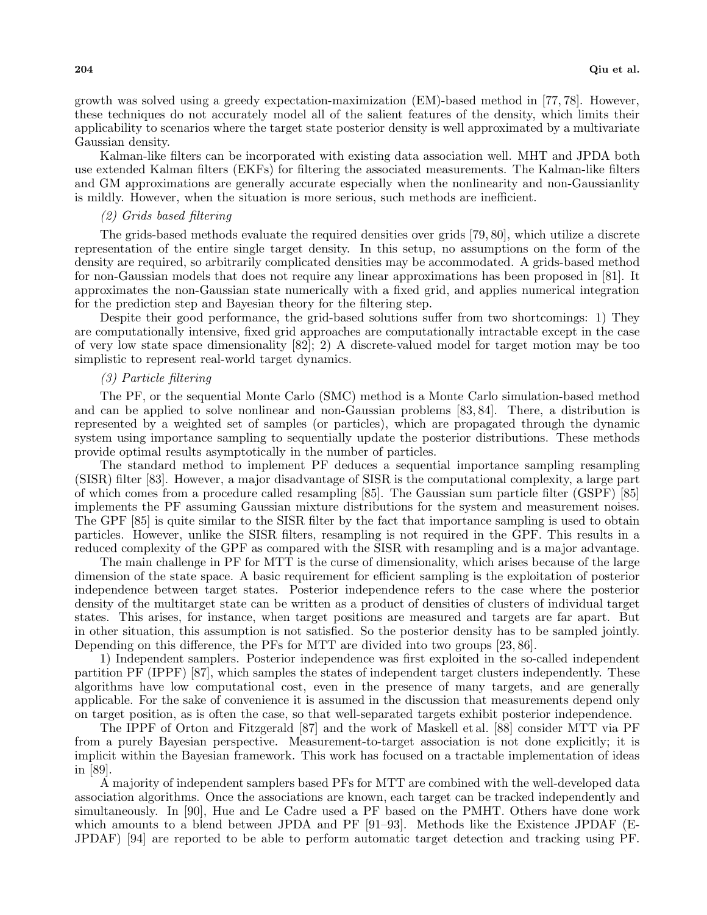growth was solved using a greedy expectation-maximization (EM)-based method in [77, 78]. However, these techniques do not accurately model all of the salient features of the density, which limits their applicability to scenarios where the target state posterior density is well approximated by a multivariate Gaussian density.

Kalman-like filters can be incorporated with existing data association well. MHT and JPDA both use extended Kalman filters (EKFs) for filtering the associated measurements. The Kalman-like filters and GM approximations are generally accurate especially when the nonlinearity and non-Gaussianlity is mildly. However, when the situation is more serious, such methods are inefficient.

*(2) Grids based filtering*

The grids-based methods evaluate the required densities over grids [79, 80], which utilize a discrete representation of the entire single target density. In this setup, no assumptions on the form of the density are required, so arbitrarily complicated densities may be accommodated. A grids-based method for non-Gaussian models that does not require any linear approximations has been proposed in [81]. It approximates the non-Gaussian state numerically with a fixed grid, and applies numerical integration for the prediction step and Bayesian theory for the filtering step.

Despite their good performance, the grid-based solutions suffer from two shortcomings: 1) They are computationally intensive, fixed grid approaches are computationally intractable except in the case of very low state space dimensionality [82]; 2) A discrete-valued model for target motion may be too simplistic to represent real-world target dynamics.

*(3) Particle filtering*

The PF, or the sequential Monte Carlo (SMC) method is a Monte Carlo simulation-based method and can be applied to solve nonlinear and non-Gaussian problems [83, 84]. There, a distribution is represented by a weighted set of samples (or particles), which are propagated through the dynamic system using importance sampling to sequentially update the posterior distributions. These methods provide optimal results asymptotically in the number of particles.

The standard method to implement PF deduces a sequential importance sampling resampling (SISR) filter [83]. However, a major disadvantage of SISR is the computational complexity, a large part of which comes from a procedure called resampling [85]. The Gaussian sum particle filter (GSPF) [85] implements the PF assuming Gaussian mixture distributions for the system and measurement noises. The GPF [85] is quite similar to the SISR filter by the fact that importance sampling is used to obtain particles. However, unlike the SISR filters, resampling is not required in the GPF. This results in a reduced complexity of the GPF as compared with the SISR with resampling and is a major advantage.

The main challenge in PF for MTT is the curse of dimensionality, which arises because of the large dimension of the state space. A basic requirement for efficient sampling is the exploitation of posterior independence between target states. Posterior independence refers to the case where the posterior density of the multitarget state can be written as a product of densities of clusters of individual target states. This arises, for instance, when target positions are measured and targets are far apart. But in other situation, this assumption is not satisfied. So the posterior density has to be sampled jointly. Depending on this difference, the PFs for MTT are divided into two groups [23, 86].

1) Independent samplers. Posterior independence was first exploited in the so-called independent partition PF (IPPF) [87], which samples the states of independent target clusters independently. These algorithms have low computational cost, even in the presence of many targets, and are generally applicable. For the sake of convenience it is assumed in the discussion that measurements depend only on target position, as is often the case, so that well-separated targets exhibit posterior independence.

The IPPF of Orton and Fitzgerald [87] and the work of Maskell et al. [88] consider MTT via PF from a purely Bayesian perspective. Measurement-to-target association is not done explicitly; it is implicit within the Bayesian framework. This work has focused on a tractable implementation of ideas in [89].

A majority of independent samplers based PFs for MTT are combined with the well-developed data association algorithms. Once the associations are known, each target can be tracked independently and simultaneously. In [90], Hue and Le Cadre used a PF based on the PMHT. Others have done work which amounts to a blend between JPDA and PF [91–93]. Methods like the Existence JPDAF (E-JPDAF) [94] are reported to be able to perform automatic target detection and tracking using PF.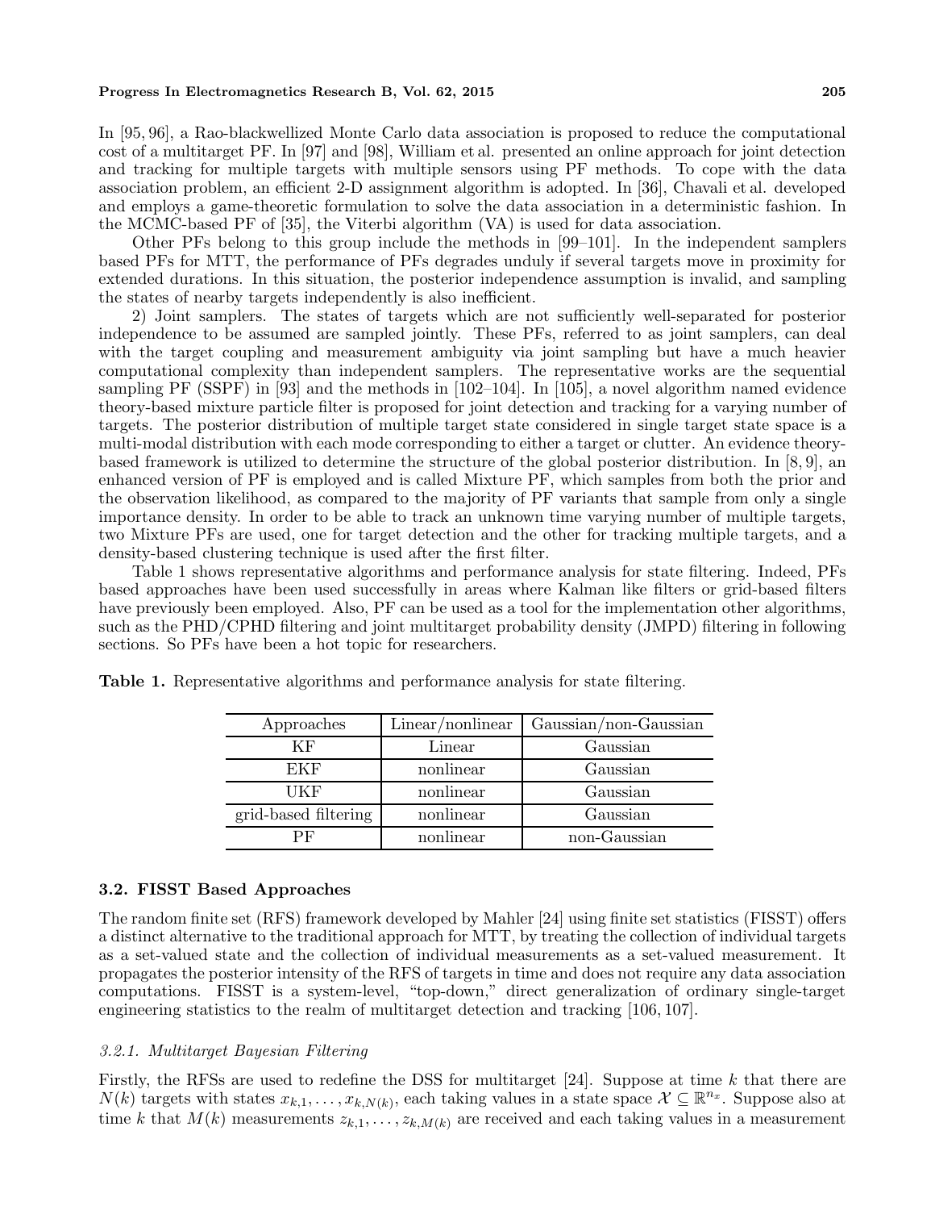In [95, 96], a Rao-blackwellized Monte Carlo data association is proposed to reduce the computational cost of a multitarget PF. In [97] and [98], William et al. presented an online approach for joint detection and tracking for multiple targets with multiple sensors using PF methods. To cope with the data association problem, an efficient 2-D assignment algorithm is adopted. In [36], Chavali et al. developed and employs a game-theoretic formulation to solve the data association in a deterministic fashion. In the MCMC-based PF of [35], the Viterbi algorithm (VA) is used for data association.

Other PFs belong to this group include the methods in [99–101]. In the independent samplers based PFs for MTT, the performance of PFs degrades unduly if several targets move in proximity for extended durations. In this situation, the posterior independence assumption is invalid, and sampling the states of nearby targets independently is also inefficient.

2) Joint samplers. The states of targets which are not sufficiently well-separated for posterior independence to be assumed are sampled jointly. These PFs, referred to as joint samplers, can deal with the target coupling and measurement ambiguity via joint sampling but have a much heavier computational complexity than independent samplers. The representative works are the sequential sampling PF (SSPF) in [93] and the methods in [102–104]. In [105], a novel algorithm named evidence theory-based mixture particle filter is proposed for joint detection and tracking for a varying number of targets. The posterior distribution of multiple target state considered in single target state space is a multi-modal distribution with each mode corresponding to either a target or clutter. An evidence theory-based framework is utilized to determine the structure of the global posterior distribution. In [8, 9], an enhanced version of PF is employed and is called Mixture PF, which samples from both the prior and the observation likelihood, as compared to the majority of PF variants that sample from only a single importance density. In order to be able to track an unknown time varying number of multiple targets, two Mixture PFs are used, one for target detection and the other for tracking multiple targets, and a density-based clustering technique is used after the first filter.

Table 1 shows representative algorithms and performance analysis for state filtering. Indeed, PFs based approaches have been used successfully in areas where Kalman like filters or grid-based filters have previously been employed. Also, PF can be used as a tool for the implementation other algorithms, such as the PHD/CPHD filtering and joint multitarget probability density (JMPD) filtering in following sections. So PFs have been a hot topic for researchers.

**Table 1.** Representative algorithms and performance analysis for state filtering.

| Approaches | Linear/nonlinear | Gaussian/non-Gaussian |
|---|---|---|
| KF | Linear | Gaussian |
| EKF | nonlinear | Gaussian |
| UKF | nonlinear | Gaussian |
| grid-based filtering | nonlinear | Gaussian |
| PF | nonlinear | non-Gaussian |

### 3.2. FISST Based Approaches

The random finite set (RFS) framework developed by Mahler [24] using finite set statistics (FISST) offers a distinct alternative to the traditional approach for MTT, by treating the collection of individual targets as a set-valued state and the collection of individual measurements as a set-valued measurement. It propagates the posterior intensity of the RFS of targets in time and does not require any data association computations. FISST is a system-level, "top-down," direct generalization of ordinary single-target engineering statistics to the realm of multitarget detection and tracking [106, 107].

#### *3.2.1. Multitarget Bayesian Filtering*

Firstly, the RFSs are used to redefine the DSS for multitarget [24]. Suppose at time $k$ that there are $N(k)$ targets with states $x_{k,1}, \ldots, x_{k,N(k)}$, each taking values in a state space $\mathcal{X} \subseteq \mathbb{R}^{n_x}$. Suppose also at time $k$ that $M(k)$ measurements $z_{k,1}, \ldots, z_{k,M(k)}$ are received and each taking values in a measurement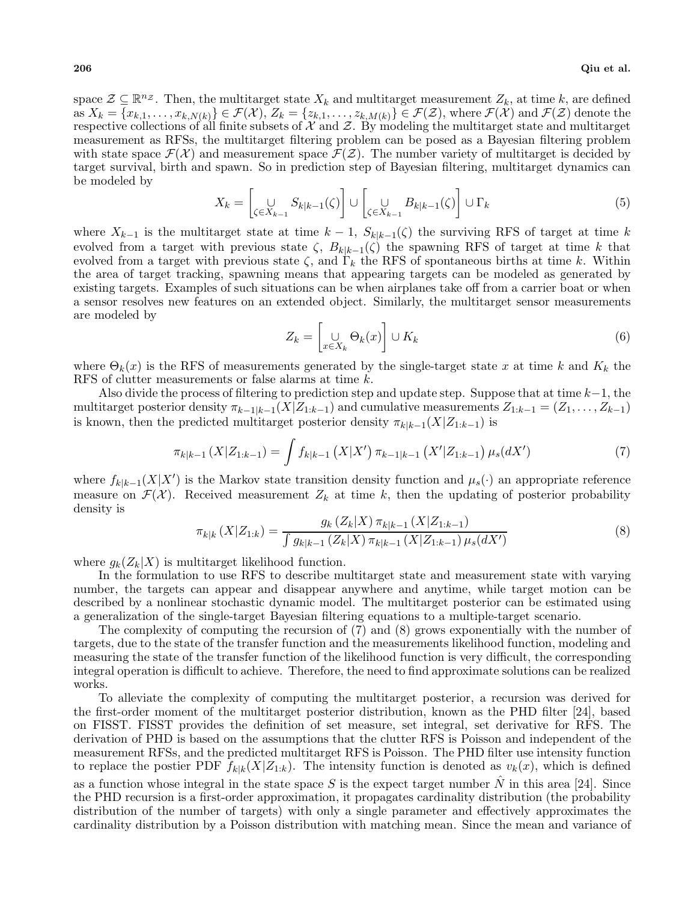space $\mathcal{Z} \subseteq \mathbb{R}^{n_\mathcal{Z}}$. Then, the multitarget state $X_k$ and multitarget measurement $Z_k$, at time $k$, are defined as $X_k = \{x_{k,1}, \ldots, x_{k,N(k)}\} \in \mathcal{F}(\mathcal{X})$, $Z_k = \{z_{k,1}, \ldots, z_{k,M(k)}\} \in \mathcal{F}(\mathcal{Z})$, where $\mathcal{F}(\mathcal{X})$ and $\mathcal{F}(\mathcal{Z})$ denote the respective collections of all finite subsets of $\mathcal{X}$ and $\mathcal{Z}$. By modeling the multitarget state and multitarget measurement as RFSs, the multitarget filtering problem can be posed as a Bayesian filtering problem with state space $\mathcal{F}(\mathcal{X})$ and measurement space $\mathcal{F}(\mathcal{Z})$. The number variety of multitarget is decided by target survival, birth and spawn. So in prediction step of Bayesian filtering, multitarget dynamics can be modeled by

$$X_k = \left[\bigcup_{\zeta \in X_{k-1}} S_{k|k-1}(\zeta)\right] \cup \left[\bigcup_{\zeta \in X_{k-1}} B_{k|k-1}(\zeta)\right] \cup \Gamma_k \tag{5}$$

where $X_{k-1}$ is the multitarget state at time $k-1$, $S_{k|k-1}(\zeta)$ the surviving RFS of target at time $k$ evolved from a target with previous state $\zeta$, $B_{k|k-1}(\zeta)$ the spawning RFS of target at time $k$ that evolved from a target with previous state $\zeta$, and $\Gamma_k$ the RFS of spontaneous births at time $k$. Within the area of target tracking, spawning means that appearing targets can be modeled as generated by existing targets. Examples of such situations can be when airplanes take off from a carrier boat or when a sensor resolves new features on an extended object. Similarly, the multitarget sensor measurements are modeled by

$$Z_k = \left[\bigcup_{x \in X_k} \Theta_k(x)\right] \cup K_k \tag{6}$$

where $\Theta_k(x)$ is the RFS of measurements generated by the single-target state $x$ at time $k$ and $K_k$ the RFS of clutter measurements or false alarms at time $k$.

Also divide the process of filtering to prediction step and update step. Suppose that at time $k-1$, the multitarget posterior density $\pi_{k-1|k-1}(X|Z_{1:k-1})$ and cumulative measurements $Z_{1:k-1} = (Z_1, \ldots, Z_{k-1})$ is known, then the predicted multitarget posterior density $\pi_{k|k-1}(X|Z_{1:k-1})$ is

$$\pi_{k|k-1}\left(X|Z_{1:k-1}\right) = \int f_{k|k-1}\left(X|X'\right)\pi_{k-1|k-1}\left(X'|Z_{1:k-1}\right)\mu_s(dX') \tag{7}$$

where $f_{k|k-1}(X|X')$ is the Markov state transition density function and $\mu_s(\cdot)$ an appropriate reference measure on $\mathcal{F}(\mathcal{X})$. Received measurement $Z_k$ at time $k$, then the updating of posterior probability density is

$$\pi_{k|k}\left(X|Z_{1:k}\right) = \frac{g_k\left(Z_k|X\right)\pi_{k|k-1}\left(X|Z_{1:k-1}\right)}{\int g_{k|k-1}\left(Z_k|X\right)\pi_{k|k-1}\left(X|Z_{1:k-1}\right)\mu_s(dX')} \tag{8}$$

where $g_k(Z_k|X)$ is multitarget likelihood function.

In the formulation to use RFS to describe multitarget state and measurement state with varying number, the targets can appear and disappear anywhere and anytime, while target motion can be described by a nonlinear stochastic dynamic model. The multitarget posterior can be estimated using a generalization of the single-target Bayesian filtering equations to a multiple-target scenario.

The complexity of computing the recursion of (7) and (8) grows exponentially with the number of targets, due to the state of the transfer function and the measurements likelihood function, modeling and measuring the state of the transfer function of the likelihood function is very difficult, the corresponding integral operation is difficult to achieve. Therefore, the need to find approximate solutions can be realized works.

To alleviate the complexity of computing the multitarget posterior, a recursion was derived for the first-order moment of the multitarget posterior distribution, known as the PHD filter [24], based on FISST. FISST provides the definition of set measure, set integral, set derivative for RFS. The derivation of PHD is based on the assumptions that the clutter RFS is Poisson and independent of the measurement RFSs, and the predicted multitarget RFS is Poisson. The PHD filter use intensity function to replace the postier PDF $f_{k|k}(X|Z_{1:k})$. The intensity function is denoted as $v_k(x)$, which is defined as a function whose integral in the state space $S$ is the expect target number $\hat{N}$ in this area [24]. Since the PHD recursion is a first-order approximation, it propagates cardinality distribution (the probability distribution of the number of targets) with only a single parameter and effectively approximates the cardinality distribution by a Poisson distribution with matching mean. Since the mean and variance of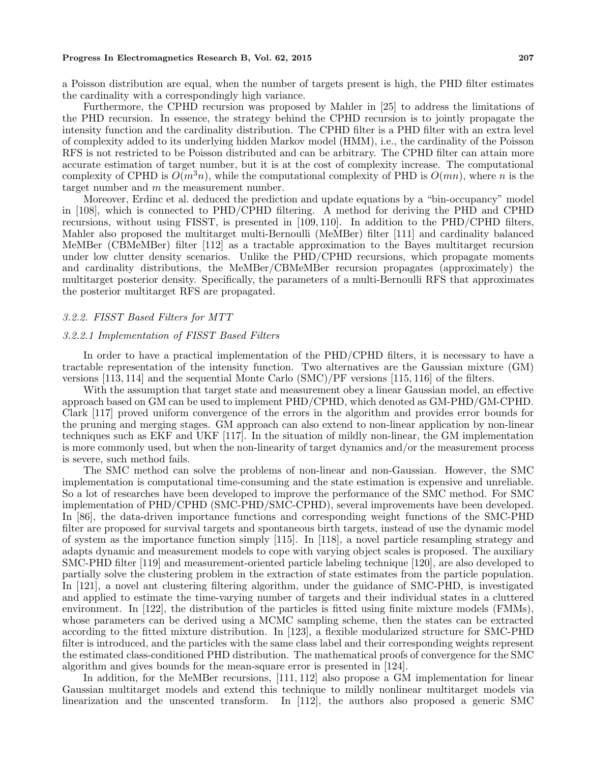a Poisson distribution are equal, when the number of targets present is high, the PHD filter estimates the cardinality with a correspondingly high variance.

Furthermore, the CPHD recursion was proposed by Mahler in [25] to address the limitations of the PHD recursion. In essence, the strategy behind the CPHD recursion is to jointly propagate the intensity function and the cardinality distribution. The CPHD filter is a PHD filter with an extra level of complexity added to its underlying hidden Markov model (HMM), i.e., the cardinality of the Poisson RFS is not restricted to be Poisson distributed and can be arbitrary. The CPHD filter can attain more accurate estimation of target number, but it is at the cost of complexity increase. The computational complexity of CPHD is $O(m^3n)$, while the computational complexity of PHD is $O(mn)$, where $n$ is the target number and $m$ the measurement number.

Moreover, Erdinc et al. deduced the prediction and update equations by a "bin-occupancy" model in [108], which is connected to PHD/CPHD filtering. A method for deriving the PHD and CPHD recursions, without using FISST, is presented in [109, 110]. In addition to the PHD/CPHD filters, Mahler also proposed the multitarget multi-Bernoulli (MeMBer) filter [111] and cardinality balanced MeMBer (CBMeMBer) filter [112] as a tractable approximation to the Bayes multitarget recursion under low clutter density scenarios. Unlike the PHD/CPHD recursions, which propagate moments and cardinality distributions, the MeMBer/CBMeMBer recursion propagates (approximately) the multitarget posterior density. Specifically, the parameters of a multi-Bernoulli RFS that approximates the posterior multitarget RFS are propagated.

### *3.2.2. FISST Based Filters for MTT*

#### *3.2.2.1 Implementation of FISST Based Filters*

In order to have a practical implementation of the PHD/CPHD filters, it is necessary to have a tractable representation of the intensity function. Two alternatives are the Gaussian mixture (GM) versions [113, 114] and the sequential Monte Carlo (SMC)/PF versions [115, 116] of the filters.

With the assumption that target state and measurement obey a linear Gaussian model, an effective approach based on GM can be used to implement PHD/CPHD, which denoted as GM-PHD/GM-CPHD. Clark [117] proved uniform convergence of the errors in the algorithm and provides error bounds for the pruning and merging stages. GM approach can also extend to non-linear application by non-linear techniques such as EKF and UKF [117]. In the situation of mildly non-linear, the GM implementation is more commonly used, but when the non-linearity of target dynamics and/or the measurement process is severe, such method fails.

The SMC method can solve the problems of non-linear and non-Gaussian. However, the SMC implementation is computational time-consuming and the state estimation is expensive and unreliable. So a lot of researches have been developed to improve the performance of the SMC method. For SMC implementation of PHD/CPHD (SMC-PHD/SMC-CPHD), several improvements have been developed. In [86], the data-driven importance functions and corresponding weight functions of the SMC-PHD filter are proposed for survival targets and spontaneous birth targets, instead of use the dynamic model of system as the importance function simply [115]. In [118], a novel particle resampling strategy and adapts dynamic and measurement models to cope with varying object scales is proposed. The auxiliary SMC-PHD filter [119] and measurement-oriented particle labeling technique [120], are also developed to partially solve the clustering problem in the extraction of state estimates from the particle population. In [121], a novel ant clustering filtering algorithm, under the guidance of SMC-PHD, is investigated and applied to estimate the time-varying number of targets and their individual states in a cluttered environment. In [122], the distribution of the particles is fitted using finite mixture models (FMMs), whose parameters can be derived using a MCMC sampling scheme, then the states can be extracted according to the fitted mixture distribution. In [123], a flexible modularized structure for SMC-PHD filter is introduced, and the particles with the same class label and their corresponding weights represent the estimated class-conditioned PHD distribution. The mathematical proofs of convergence for the SMC algorithm and gives bounds for the mean-square error is presented in [124].

In addition, for the MeMBer recursions, [111, 112] also propose a GM implementation for linear Gaussian multitarget models and extend this technique to mildly nonlinear multitarget models via linearization and the unscented transform. In [112], the authors also proposed a generic SMC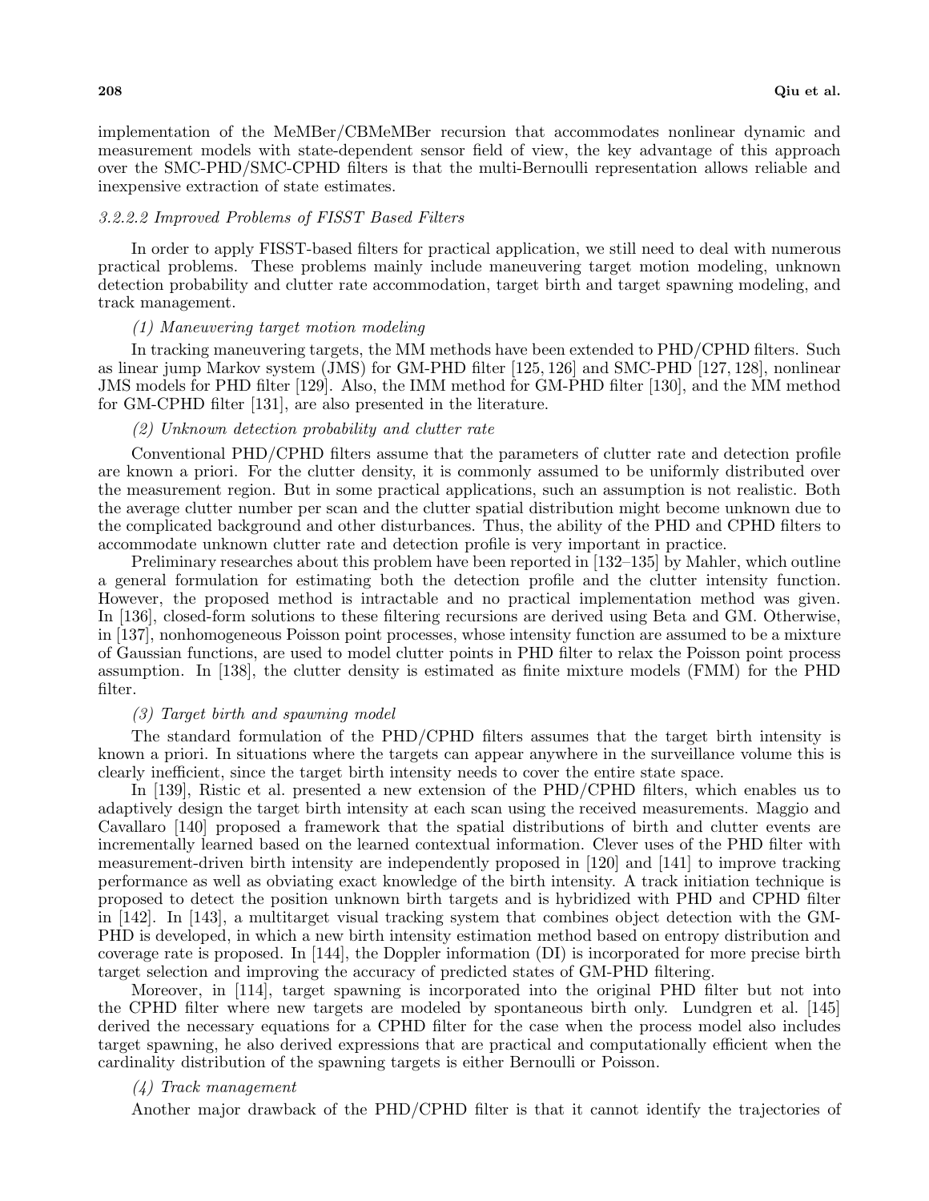implementation of the MeMBer/CBMeMBer recursion that accommodates nonlinear dynamic and measurement models with state-dependent sensor field of view, the key advantage of this approach over the SMC-PHD/SMC-CPHD filters is that the multi-Bernoulli representation allows reliable and inexpensive extraction of state estimates.

#### *3.2.2.2 Improved Problems of FISST Based Filters*

In order to apply FISST-based filters for practical application, we still need to deal with numerous practical problems. These problems mainly include maneuvering target motion modeling, unknown detection probability and clutter rate accommodation, target birth and target spawning modeling, and track management.

*(1) Maneuvering target motion modeling*

In tracking maneuvering targets, the MM methods have been extended to PHD/CPHD filters. Such as linear jump Markov system (JMS) for GM-PHD filter [125, 126] and SMC-PHD [127, 128], nonlinear JMS models for PHD filter [129]. Also, the IMM method for GM-PHD filter [130], and the MM method for GM-CPHD filter [131], are also presented in the literature.

*(2) Unknown detection probability and clutter rate*

Conventional PHD/CPHD filters assume that the parameters of clutter rate and detection profile are known a priori. For the clutter density, it is commonly assumed to be uniformly distributed over the measurement region. But in some practical applications, such an assumption is not realistic. Both the average clutter number per scan and the clutter spatial distribution might become unknown due to the complicated background and other disturbances. Thus, the ability of the PHD and CPHD filters to accommodate unknown clutter rate and detection profile is very important in practice.

Preliminary researches about this problem have been reported in [132–135] by Mahler, which outline a general formulation for estimating both the detection profile and the clutter intensity function. However, the proposed method is intractable and no practical implementation method was given. In [136], closed-form solutions to these filtering recursions are derived using Beta and GM. Otherwise, in [137], nonhomogeneous Poisson point processes, whose intensity function are assumed to be a mixture of Gaussian functions, are used to model clutter points in PHD filter to relax the Poisson point process assumption. In [138], the clutter density is estimated as finite mixture models (FMM) for the PHD filter.

*(3) Target birth and spawning model*

The standard formulation of the PHD/CPHD filters assumes that the target birth intensity is known a priori. In situations where the targets can appear anywhere in the surveillance volume this is clearly inefficient, since the target birth intensity needs to cover the entire state space.

In [139], Ristic et al. presented a new extension of the PHD/CPHD filters, which enables us to adaptively design the target birth intensity at each scan using the received measurements. Maggio and Cavallaro [140] proposed a framework that the spatial distributions of birth and clutter events are incrementally learned based on the learned contextual information. Clever uses of the PHD filter with measurement-driven birth intensity are independently proposed in [120] and [141] to improve tracking performance as well as obviating exact knowledge of the birth intensity. A track initiation technique is proposed to detect the position unknown birth targets and is hybridized with PHD and CPHD filter in [142]. In [143], a multitarget visual tracking system that combines object detection with the GM-PHD is developed, in which a new birth intensity estimation method based on entropy distribution and coverage rate is proposed. In [144], the Doppler information (DI) is incorporated for more precise birth target selection and improving the accuracy of predicted states of GM-PHD filtering.

Moreover, in [114], target spawning is incorporated into the original PHD filter but not into the CPHD filter where new targets are modeled by spontaneous birth only. Lundgren et al. [145] derived the necessary equations for a CPHD filter for the case when the process model also includes target spawning, he also derived expressions that are practical and computationally efficient when the cardinality distribution of the spawning targets is either Bernoulli or Poisson.

*(4) Track management*

Another major drawback of the PHD/CPHD filter is that it cannot identify the trajectories of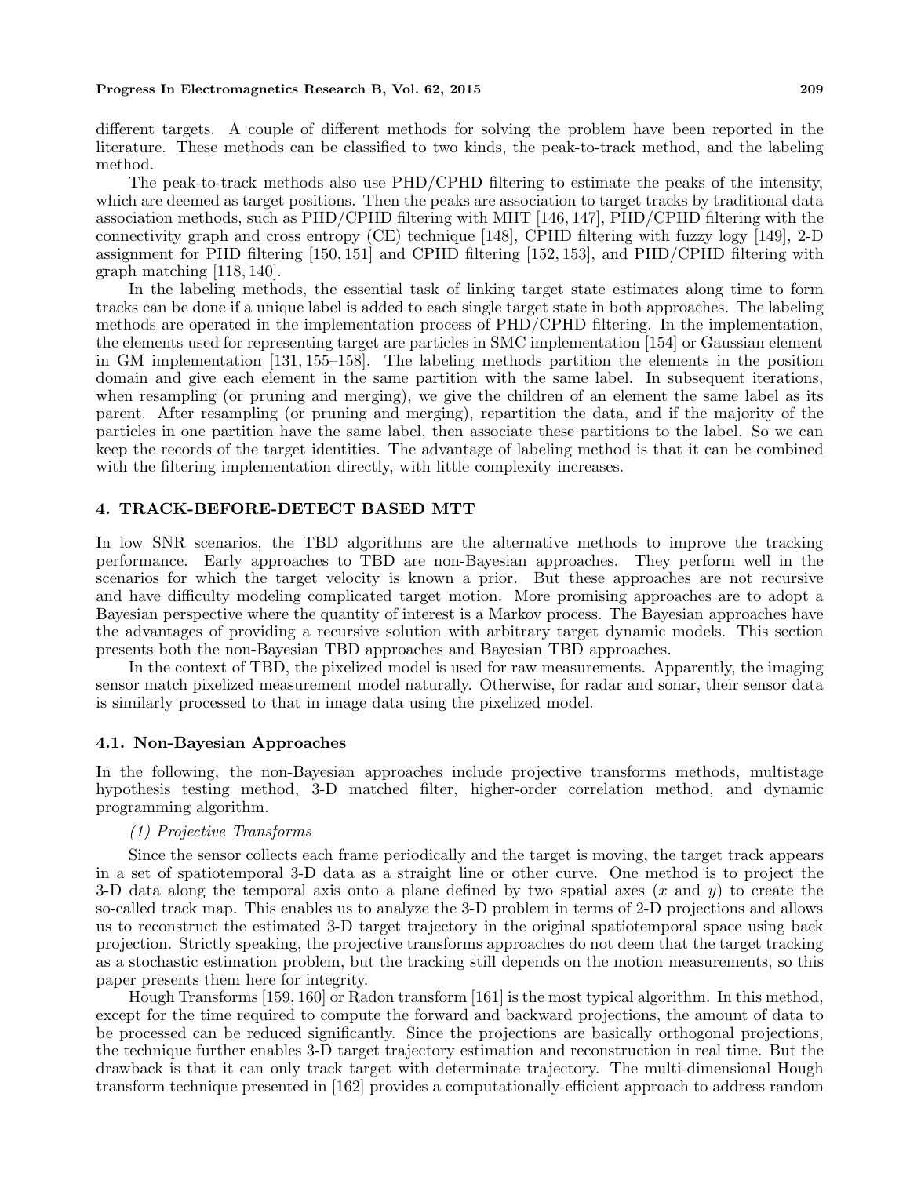different targets. A couple of different methods for solving the problem have been reported in the literature. These methods can be classified to two kinds, the peak-to-track method, and the labeling method.

The peak-to-track methods also use PHD/CPHD filtering to estimate the peaks of the intensity, which are deemed as target positions. Then the peaks are association to target tracks by traditional data association methods, such as PHD/CPHD filtering with MHT [146, 147], PHD/CPHD filtering with the connectivity graph and cross entropy (CE) technique [148], CPHD filtering with fuzzy logy [149], 2-D assignment for PHD filtering [150, 151] and CPHD filtering [152, 153], and PHD/CPHD filtering with graph matching [118, 140].

In the labeling methods, the essential task of linking target state estimates along time to form tracks can be done if a unique label is added to each single target state in both approaches. The labeling methods are operated in the implementation process of PHD/CPHD filtering. In the implementation, the elements used for representing target are particles in SMC implementation [154] or Gaussian element in GM implementation [131, 155–158]. The labeling methods partition the elements in the position domain and give each element in the same partition with the same label. In subsequent iterations, when resampling (or pruning and merging), we give the children of an element the same label as its parent. After resampling (or pruning and merging), repartition the data, and if the majority of the particles in one partition have the same label, then associate these partitions to the label. So we can keep the records of the target identities. The advantage of labeling method is that it can be combined with the filtering implementation directly, with little complexity increases.

## 4. TRACK-BEFORE-DETECT BASED MTT

In low SNR scenarios, the TBD algorithms are the alternative methods to improve the tracking performance. Early approaches to TBD are non-Bayesian approaches. They perform well in the scenarios for which the target velocity is known a prior. But these approaches are not recursive and have difficulty modeling complicated target motion. More promising approaches are to adopt a Bayesian perspective where the quantity of interest is a Markov process. The Bayesian approaches have the advantages of providing a recursive solution with arbitrary target dynamic models. This section presents both the non-Bayesian TBD approaches and Bayesian TBD approaches.

In the context of TBD, the pixelized model is used for raw measurements. Apparently, the imaging sensor match pixelized measurement model naturally. Otherwise, for radar and sonar, their sensor data is similarly processed to that in image data using the pixelized model.

### 4.1. Non-Bayesian Approaches

In the following, the non-Bayesian approaches include projective transforms methods, multistage hypothesis testing method, 3-D matched filter, higher-order correlation method, and dynamic programming algorithm.

*(1) Projective Transforms*

Since the sensor collects each frame periodically and the target is moving, the target track appears in a set of spatiotemporal 3-D data as a straight line or other curve. One method is to project the 3-D data along the temporal axis onto a plane defined by two spatial axes ($x$ and $y$) to create the so-called track map. This enables us to analyze the 3-D problem in terms of 2-D projections and allows us to reconstruct the estimated 3-D target trajectory in the original spatiotemporal space using back projection. Strictly speaking, the projective transforms approaches do not deem that the target tracking as a stochastic estimation problem, but the tracking still depends on the motion measurements, so this paper presents them here for integrity.

Hough Transforms [159, 160] or Radon transform [161] is the most typical algorithm. In this method, except for the time required to compute the forward and backward projections, the amount of data to be processed can be reduced significantly. Since the projections are basically orthogonal projections, the technique further enables 3-D target trajectory estimation and reconstruction in real time. But the drawback is that it can only track target with determinate trajectory. The multi-dimensional Hough transform technique presented in [162] provides a computationally-efficient approach to address random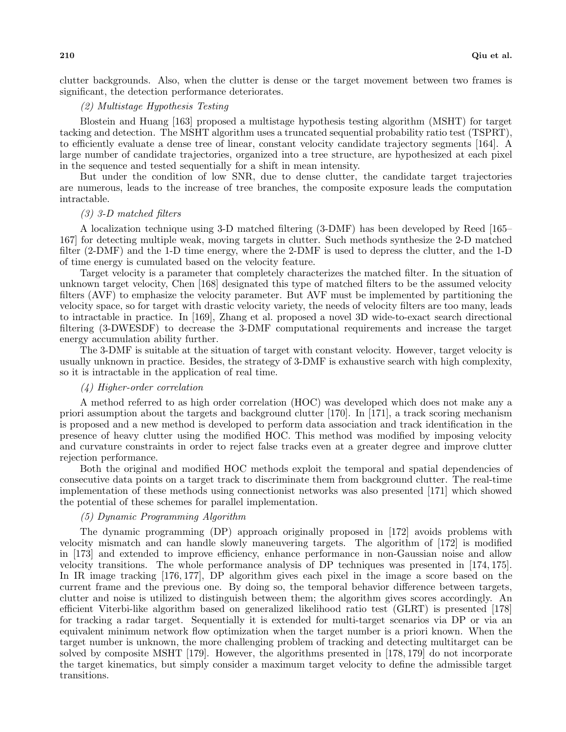clutter backgrounds. Also, when the clutter is dense or the target movement between two frames is significant, the detection performance deteriorates.

*(2) Multistage Hypothesis Testing*

Blostein and Huang [163] proposed a multistage hypothesis testing algorithm (MSHT) for target tacking and detection. The MSHT algorithm uses a truncated sequential probability ratio test (TSPRT), to efficiently evaluate a dense tree of linear, constant velocity candidate trajectory segments [164]. A large number of candidate trajectories, organized into a tree structure, are hypothesized at each pixel in the sequence and tested sequentially for a shift in mean intensity.

But under the condition of low SNR, due to dense clutter, the candidate target trajectories are numerous, leads to the increase of tree branches, the composite exposure leads the computation intractable.

*(3) 3-D matched filters*

A localization technique using 3-D matched filtering (3-DMF) has been developed by Reed [165–167] for detecting multiple weak, moving targets in clutter. Such methods synthesize the 2-D matched filter (2-DMF) and the 1-D time energy, where the 2-DMF is used to depress the clutter, and the 1-D of time energy is cumulated based on the velocity feature.

Target velocity is a parameter that completely characterizes the matched filter. In the situation of unknown target velocity, Chen [168] designated this type of matched filters to be the assumed velocity filters (AVF) to emphasize the velocity parameter. But AVF must be implemented by partitioning the velocity space, so for target with drastic velocity variety, the needs of velocity filters are too many, leads to intractable in practice. In [169], Zhang et al. proposed a novel 3D wide-to-exact search directional filtering (3-DWESDF) to decrease the 3-DMF computational requirements and increase the target energy accumulation ability further.

The 3-DMF is suitable at the situation of target with constant velocity. However, target velocity is usually unknown in practice. Besides, the strategy of 3-DMF is exhaustive search with high complexity, so it is intractable in the application of real time.

*(4) Higher-order correlation*

A method referred to as high order correlation (HOC) was developed which does not make any a priori assumption about the targets and background clutter [170]. In [171], a track scoring mechanism is proposed and a new method is developed to perform data association and track identification in the presence of heavy clutter using the modified HOC. This method was modified by imposing velocity and curvature constraints in order to reject false tracks even at a greater degree and improve clutter rejection performance.

Both the original and modified HOC methods exploit the temporal and spatial dependencies of consecutive data points on a target track to discriminate them from background clutter. The real-time implementation of these methods using connectionist networks was also presented [171] which showed the potential of these schemes for parallel implementation.

*(5) Dynamic Programming Algorithm*

The dynamic programming (DP) approach originally proposed in [172] avoids problems with velocity mismatch and can handle slowly maneuvering targets. The algorithm of [172] is modified in [173] and extended to improve efficiency, enhance performance in non-Gaussian noise and allow velocity transitions. The whole performance analysis of DP techniques was presented in [174, 175]. In IR image tracking [176, 177], DP algorithm gives each pixel in the image a score based on the current frame and the previous one. By doing so, the temporal behavior difference between targets, clutter and noise is utilized to distinguish between them; the algorithm gives scores accordingly. An efficient Viterbi-like algorithm based on generalized likelihood ratio test (GLRT) is presented [178] for tracking a radar target. Sequentially it is extended for multi-target scenarios via DP or via an equivalent minimum network flow optimization when the target number is a priori known. When the target number is unknown, the more challenging problem of tracking and detecting multitarget can be solved by composite MSHT [179]. However, the algorithms presented in [178, 179] do not incorporate the target kinematics, but simply consider a maximum target velocity to define the admissible target transitions.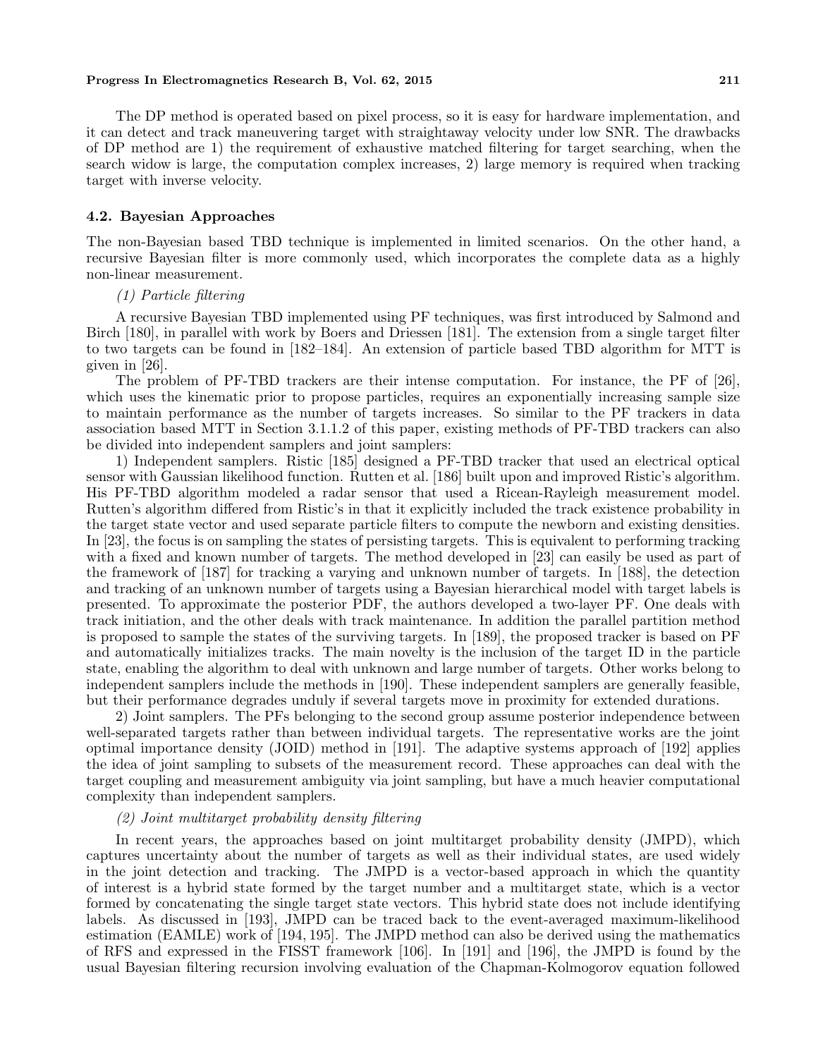The DP method is operated based on pixel process, so it is easy for hardware implementation, and it can detect and track maneuvering target with straightaway velocity under low SNR. The drawbacks of DP method are 1) the requirement of exhaustive matched filtering for target searching, when the search widow is large, the computation complex increases, 2) large memory is required when tracking target with inverse velocity.

### 4.2. Bayesian Approaches

The non-Bayesian based TBD technique is implemented in limited scenarios. On the other hand, a recursive Bayesian filter is more commonly used, which incorporates the complete data as a highly non-linear measurement.

*(1) Particle filtering*

A recursive Bayesian TBD implemented using PF techniques, was first introduced by Salmond and Birch [180], in parallel with work by Boers and Driessen [181]. The extension from a single target filter to two targets can be found in [182–184]. An extension of particle based TBD algorithm for MTT is given in [26].

The problem of PF-TBD trackers are their intense computation. For instance, the PF of [26], which uses the kinematic prior to propose particles, requires an exponentially increasing sample size to maintain performance as the number of targets increases. So similar to the PF trackers in data association based MTT in Section 3.1.1.2 of this paper, existing methods of PF-TBD trackers can also be divided into independent samplers and joint samplers:

1) Independent samplers. Ristic [185] designed a PF-TBD tracker that used an electrical optical sensor with Gaussian likelihood function. Rutten et al. [186] built upon and improved Ristic's algorithm. His PF-TBD algorithm modeled a radar sensor that used a Ricean-Rayleigh measurement model. Rutten's algorithm differed from Ristic's in that it explicitly included the track existence probability in the target state vector and used separate particle filters to compute the newborn and existing densities. In [23], the focus is on sampling the states of persisting targets. This is equivalent to performing tracking with a fixed and known number of targets. The method developed in [23] can easily be used as part of the framework of [187] for tracking a varying and unknown number of targets. In [188], the detection and tracking of an unknown number of targets using a Bayesian hierarchical model with target labels is presented. To approximate the posterior PDF, the authors developed a two-layer PF. One deals with track initiation, and the other deals with track maintenance. In addition the parallel partition method is proposed to sample the states of the surviving targets. In [189], the proposed tracker is based on PF and automatically initializes tracks. The main novelty is the inclusion of the target ID in the particle state, enabling the algorithm to deal with unknown and large number of targets. Other works belong to independent samplers include the methods in [190]. These independent samplers are generally feasible, but their performance degrades unduly if several targets move in proximity for extended durations.

2) Joint samplers. The PFs belonging to the second group assume posterior independence between well-separated targets rather than between individual targets. The representative works are the joint optimal importance density (JOID) method in [191]. The adaptive systems approach of [192] applies the idea of joint sampling to subsets of the measurement record. These approaches can deal with the target coupling and measurement ambiguity via joint sampling, but have a much heavier computational complexity than independent samplers.

*(2) Joint multitarget probability density filtering*

In recent years, the approaches based on joint multitarget probability density (JMPD), which captures uncertainty about the number of targets as well as their individual states, are used widely in the joint detection and tracking. The JMPD is a vector-based approach in which the quantity of interest is a hybrid state formed by the target number and a multitarget state, which is a vector formed by concatenating the single target state vectors. This hybrid state does not include identifying labels. As discussed in [193], JMPD can be traced back to the event-averaged maximum-likelihood estimation (EAMLE) work of [194, 195]. The JMPD method can also be derived using the mathematics of RFS and expressed in the FISST framework [106]. In [191] and [196], the JMPD is found by the usual Bayesian filtering recursion involving evaluation of the Chapman-Kolmogorov equation followed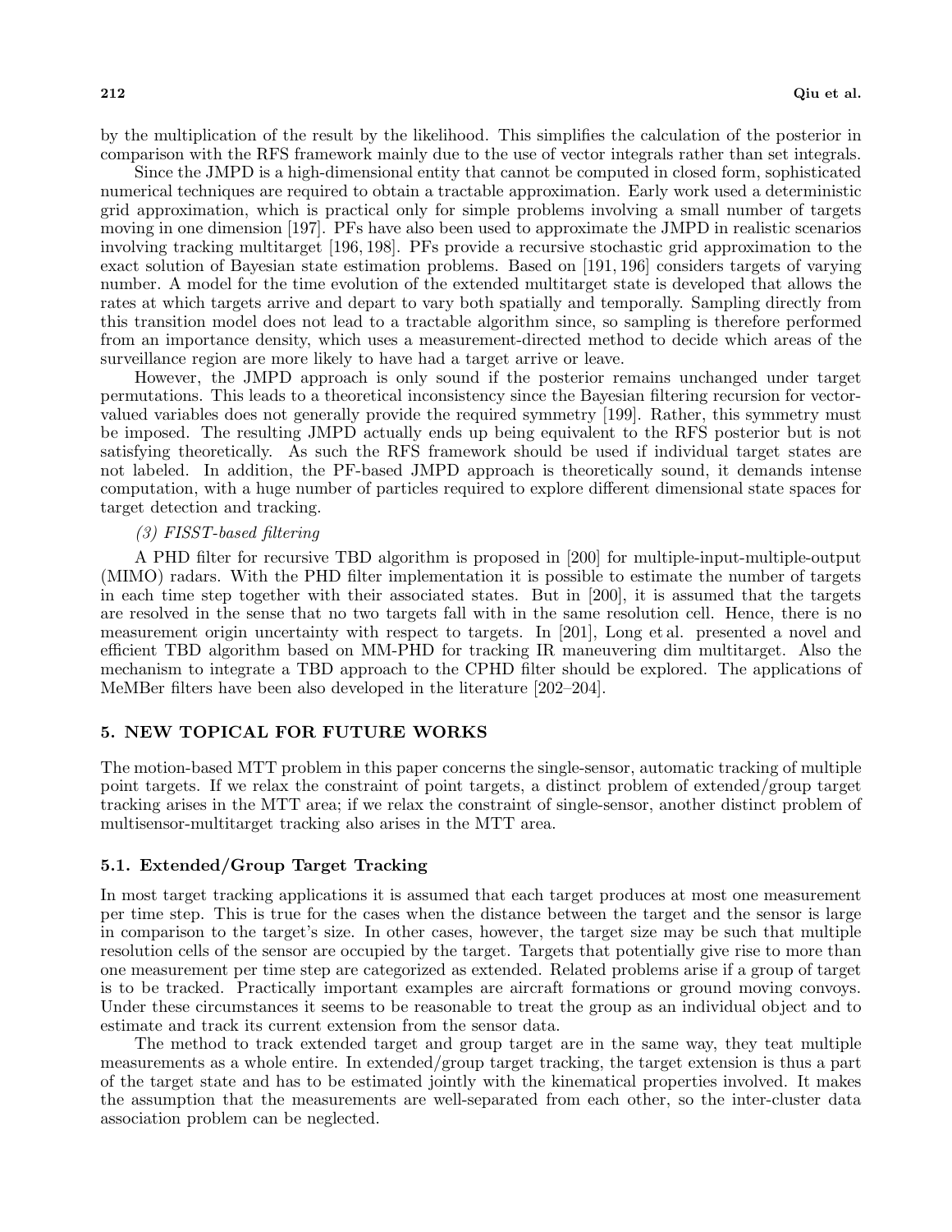by the multiplication of the result by the likelihood. This simplifies the calculation of the posterior in comparison with the RFS framework mainly due to the use of vector integrals rather than set integrals.

Since the JMPD is a high-dimensional entity that cannot be computed in closed form, sophisticated numerical techniques are required to obtain a tractable approximation. Early work used a deterministic grid approximation, which is practical only for simple problems involving a small number of targets moving in one dimension [197]. PFs have also been used to approximate the JMPD in realistic scenarios involving tracking multitarget [196, 198]. PFs provide a recursive stochastic grid approximation to the exact solution of Bayesian state estimation problems. Based on [191, 196] considers targets of varying number. A model for the time evolution of the extended multitarget state is developed that allows the rates at which targets arrive and depart to vary both spatially and temporally. Sampling directly from this transition model does not lead to a tractable algorithm since, so sampling is therefore performed from an importance density, which uses a measurement-directed method to decide which areas of the surveillance region are more likely to have had a target arrive or leave.

However, the JMPD approach is only sound if the posterior remains unchanged under target permutations. This leads to a theoretical inconsistency since the Bayesian filtering recursion for vector-valued variables does not generally provide the required symmetry [199]. Rather, this symmetry must be imposed. The resulting JMPD actually ends up being equivalent to the RFS posterior but is not satisfying theoretically. As such the RFS framework should be used if individual target states are not labeled. In addition, the PF-based JMPD approach is theoretically sound, it demands intense computation, with a huge number of particles required to explore different dimensional state spaces for target detection and tracking.

*(3) FISST-based filtering*

A PHD filter for recursive TBD algorithm is proposed in [200] for multiple-input-multiple-output (MIMO) radars. With the PHD filter implementation it is possible to estimate the number of targets in each time step together with their associated states. But in [200], it is assumed that the targets are resolved in the sense that no two targets fall with in the same resolution cell. Hence, there is no measurement origin uncertainty with respect to targets. In [201], Long et al. presented a novel and efficient TBD algorithm based on MM-PHD for tracking IR maneuvering dim multitarget. Also the mechanism to integrate a TBD approach to the CPHD filter should be explored. The applications of MeMBer filters have been also developed in the literature [202–204].

## 5. NEW TOPICAL FOR FUTURE WORKS

The motion-based MTT problem in this paper concerns the single-sensor, automatic tracking of multiple point targets. If we relax the constraint of point targets, a distinct problem of extended/group target tracking arises in the MTT area; if we relax the constraint of single-sensor, another distinct problem of multisensor-multitarget tracking also arises in the MTT area.

### 5.1. Extended/Group Target Tracking

In most target tracking applications it is assumed that each target produces at most one measurement per time step. This is true for the cases when the distance between the target and the sensor is large in comparison to the target's size. In other cases, however, the target size may be such that multiple resolution cells of the sensor are occupied by the target. Targets that potentially give rise to more than one measurement per time step are categorized as extended. Related problems arise if a group of target is to be tracked. Practically important examples are aircraft formations or ground moving convoys. Under these circumstances it seems to be reasonable to treat the group as an individual object and to estimate and track its current extension from the sensor data.

The method to track extended target and group target are in the same way, they teat multiple measurements as a whole entire. In extended/group target tracking, the target extension is thus a part of the target state and has to be estimated jointly with the kinematical properties involved. It makes the assumption that the measurements are well-separated from each other, so the inter-cluster data association problem can be neglected.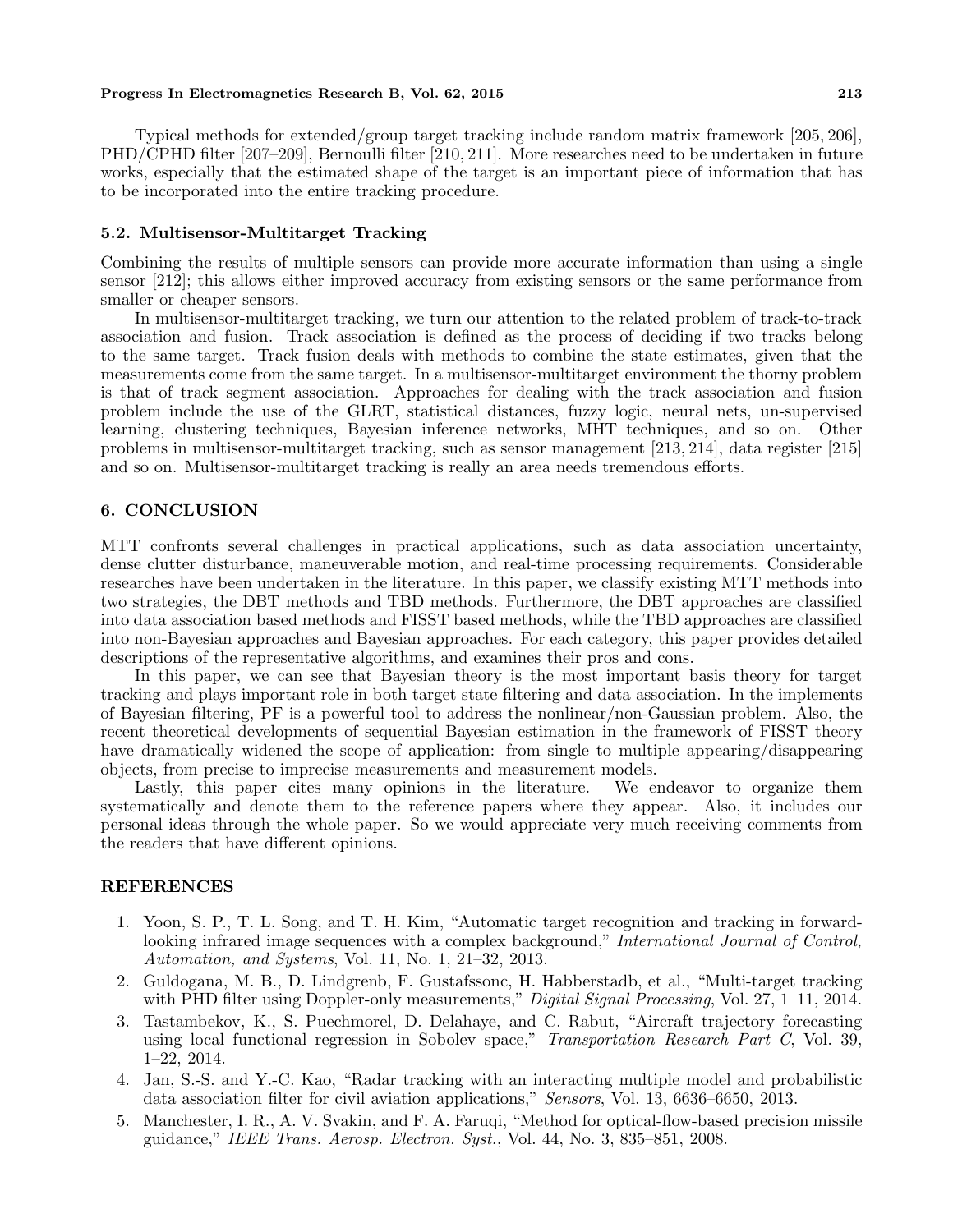Typical methods for extended/group target tracking include random matrix framework [205, 206], PHD/CPHD filter [207–209], Bernoulli filter [210, 211]. More researches need to be undertaken in future works, especially that the estimated shape of the target is an important piece of information that has to be incorporated into the entire tracking procedure.

### 5.2. Multisensor-Multitarget Tracking

Combining the results of multiple sensors can provide more accurate information than using a single sensor [212]; this allows either improved accuracy from existing sensors or the same performance from smaller or cheaper sensors.

In multisensor-multitarget tracking, we turn our attention to the related problem of track-to-track association and fusion. Track association is defined as the process of deciding if two tracks belong to the same target. Track fusion deals with methods to combine the state estimates, given that the measurements come from the same target. In a multisensor-multitarget environment the thorny problem is that of track segment association. Approaches for dealing with the track association and fusion problem include the use of the GLRT, statistical distances, fuzzy logic, neural nets, un-supervised learning, clustering techniques, Bayesian inference networks, MHT techniques, and so on. Other problems in multisensor-multitarget tracking, such as sensor management [213, 214], data register [215] and so on. Multisensor-multitarget tracking is really an area needs tremendous efforts.

## 6. CONCLUSION

MTT confronts several challenges in practical applications, such as data association uncertainty, dense clutter disturbance, maneuverable motion, and real-time processing requirements. Considerable researches have been undertaken in the literature. In this paper, we classify existing MTT methods into two strategies, the DBT methods and TBD methods. Furthermore, the DBT approaches are classified into data association based methods and FISST based methods, while the TBD approaches are classified into non-Bayesian approaches and Bayesian approaches. For each category, this paper provides detailed descriptions of the representative algorithms, and examines their pros and cons.

In this paper, we can see that Bayesian theory is the most important basis theory for target tracking and plays important role in both target state filtering and data association. In the implements of Bayesian filtering, PF is a powerful tool to address the nonlinear/non-Gaussian problem. Also, the recent theoretical developments of sequential Bayesian estimation in the framework of FISST theory have dramatically widened the scope of application: from single to multiple appearing/disappearing objects, from precise to imprecise measurements and measurement models.

Lastly, this paper cites many opinions in the literature. We endeavor to organize them systematically and denote them to the reference papers where they appear. Also, it includes our personal ideas through the whole paper. So we would appreciate very much receiving comments from the readers that have different opinions.

## REFERENCES

1. Yoon, S. P., T. L. Song, and T. H. Kim, "Automatic target recognition and tracking in forward-looking infrared image sequences with a complex background," *International Journal of Control, Automation, and Systems*, Vol. 11, No. 1, 21–32, 2013.
2. Guldogana, M. B., D. Lindgrenb, F. Gustafssonc, H. Habberstadb, et al., "Multi-target tracking with PHD filter using Doppler-only measurements," *Digital Signal Processing*, Vol. 27, 1–11, 2014.
3. Tastambekov, K., S. Puechmorel, D. Delahaye, and C. Rabut, "Aircraft trajectory forecasting using local functional regression in Sobolev space," *Transportation Research Part C*, Vol. 39, 1–22, 2014.
4. Jan, S.-S. and Y.-C. Kao, "Radar tracking with an interacting multiple model and probabilistic data association filter for civil aviation applications," *Sensors*, Vol. 13, 6636–6650, 2013.
5. Manchester, I. R., A. V. Svakin, and F. A. Faruqi, "Method for optical-flow-based precision missile guidance," *IEEE Trans. Aerosp. Electron. Syst.*, Vol. 44, No. 3, 835–851, 2008.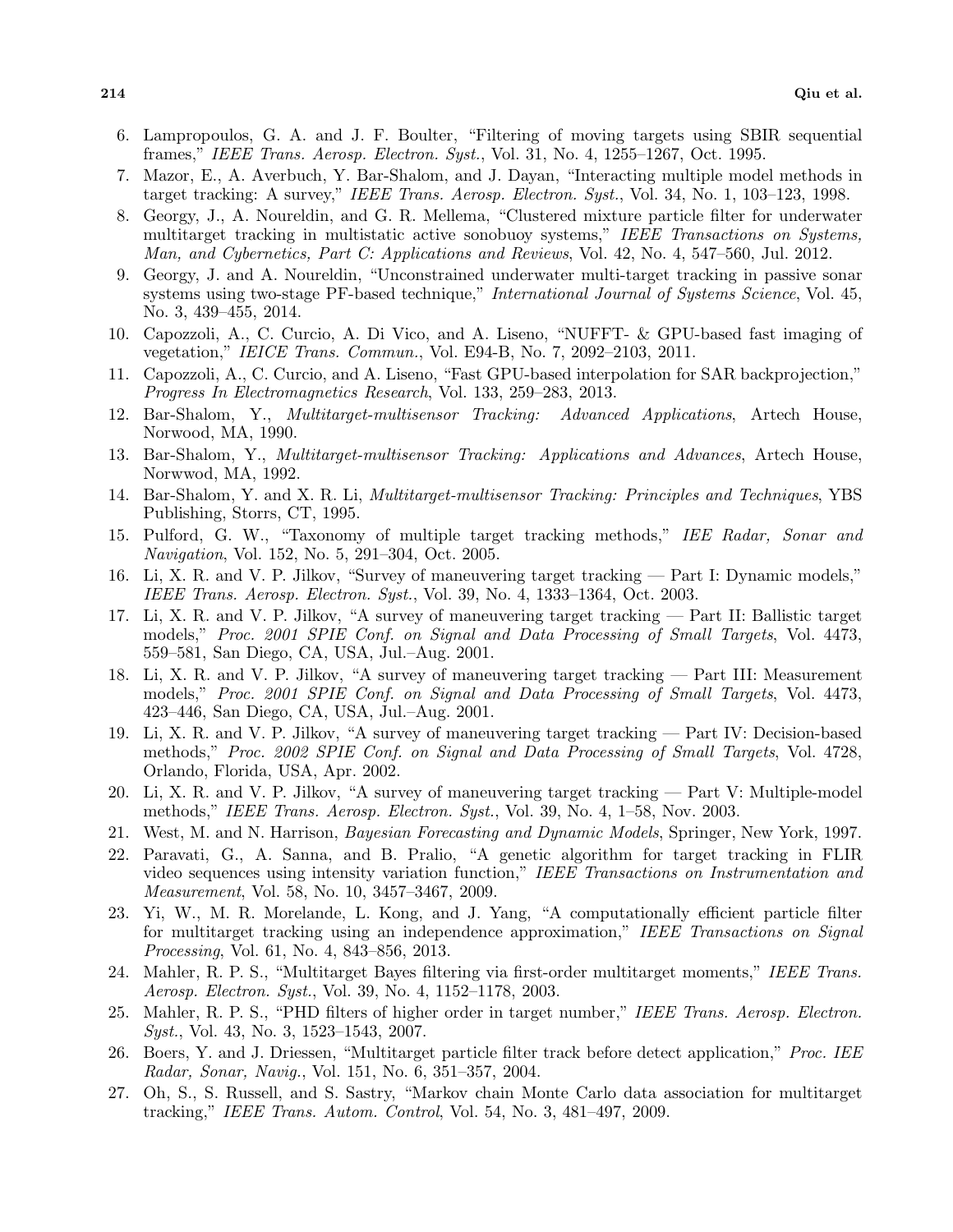6. Lampropoulos, G. A. and J. F. Boulter, "Filtering of moving targets using SBIR sequential frames," *IEEE Trans. Aerosp. Electron. Syst.*, Vol. 31, No. 4, 1255–1267, Oct. 1995.
7. Mazor, E., A. Averbuch, Y. Bar-Shalom, and J. Dayan, "Interacting multiple model methods in target tracking: A survey," *IEEE Trans. Aerosp. Electron. Syst.*, Vol. 34, No. 1, 103–123, 1998.
8. Georgy, J., A. Noureldin, and G. R. Mellema, "Clustered mixture particle filter for underwater multitarget tracking in multistatic active sonobuoy systems," *IEEE Transactions on Systems, Man, and Cybernetics, Part C: Applications and Reviews*, Vol. 42, No. 4, 547–560, Jul. 2012.
9. Georgy, J. and A. Noureldin, "Unconstrained underwater multi-target tracking in passive sonar systems using two-stage PF-based technique," *International Journal of Systems Science*, Vol. 45, No. 3, 439–455, 2014.
10. Capozzoli, A., C. Curcio, A. Di Vico, and A. Liseno, "NUFFT- & GPU-based fast imaging of vegetation," *IEICE Trans. Commun.*, Vol. E94-B, No. 7, 2092–2103, 2011.
11. Capozzoli, A., C. Curcio, and A. Liseno, "Fast GPU-based interpolation for SAR backprojection," *Progress In Electromagnetics Research*, Vol. 133, 259–283, 2013.
12. Bar-Shalom, Y., *Multitarget-multisensor Tracking: Advanced Applications*, Artech House, Norwood, MA, 1990.
13. Bar-Shalom, Y., *Multitarget-multisensor Tracking: Applications and Advances*, Artech House, Norwwod, MA, 1992.
14. Bar-Shalom, Y. and X. R. Li, *Multitarget-multisensor Tracking: Principles and Techniques*, YBS Publishing, Storrs, CT, 1995.
15. Pulford, G. W., "Taxonomy of multiple target tracking methods," *IEE Radar, Sonar and Navigation*, Vol. 152, No. 5, 291–304, Oct. 2005.
16. Li, X. R. and V. P. Jilkov, "Survey of maneuvering target tracking — Part I: Dynamic models," *IEEE Trans. Aerosp. Electron. Syst.*, Vol. 39, No. 4, 1333–1364, Oct. 2003.
17. Li, X. R. and V. P. Jilkov, "A survey of maneuvering target tracking — Part II: Ballistic target models," *Proc. 2001 SPIE Conf. on Signal and Data Processing of Small Targets*, Vol. 4473, 559–581, San Diego, CA, USA, Jul.–Aug. 2001.
18. Li, X. R. and V. P. Jilkov, "A survey of maneuvering target tracking — Part III: Measurement models," *Proc. 2001 SPIE Conf. on Signal and Data Processing of Small Targets*, Vol. 4473, 423–446, San Diego, CA, USA, Jul.–Aug. 2001.
19. Li, X. R. and V. P. Jilkov, "A survey of maneuvering target tracking — Part IV: Decision-based methods," *Proc. 2002 SPIE Conf. on Signal and Data Processing of Small Targets*, Vol. 4728, Orlando, Florida, USA, Apr. 2002.
20. Li, X. R. and V. P. Jilkov, "A survey of maneuvering target tracking — Part V: Multiple-model methods," *IEEE Trans. Aerosp. Electron. Syst.*, Vol. 39, No. 4, 1–58, Nov. 2003.
21. West, M. and N. Harrison, *Bayesian Forecasting and Dynamic Models*, Springer, New York, 1997.
22. Paravati, G., A. Sanna, and B. Pralio, "A genetic algorithm for target tracking in FLIR video sequences using intensity variation function," *IEEE Transactions on Instrumentation and Measurement*, Vol. 58, No. 10, 3457–3467, 2009.
23. Yi, W., M. R. Morelande, L. Kong, and J. Yang, "A computationally efficient particle filter for multitarget tracking using an independence approximation," *IEEE Transactions on Signal Processing*, Vol. 61, No. 4, 843–856, 2013.
24. Mahler, R. P. S., "Multitarget Bayes filtering via first-order multitarget moments," *IEEE Trans. Aerosp. Electron. Syst.*, Vol. 39, No. 4, 1152–1178, 2003.
25. Mahler, R. P. S., "PHD filters of higher order in target number," *IEEE Trans. Aerosp. Electron. Syst.*, Vol. 43, No. 3, 1523–1543, 2007.
26. Boers, Y. and J. Driessen, "Multitarget particle filter track before detect application," *Proc. IEE Radar, Sonar, Navig.*, Vol. 151, No. 6, 351–357, 2004.
27. Oh, S., S. Russell, and S. Sastry, "Markov chain Monte Carlo data association for multitarget tracking," *IEEE Trans. Autom. Control*, Vol. 54, No. 3, 481–497, 2009.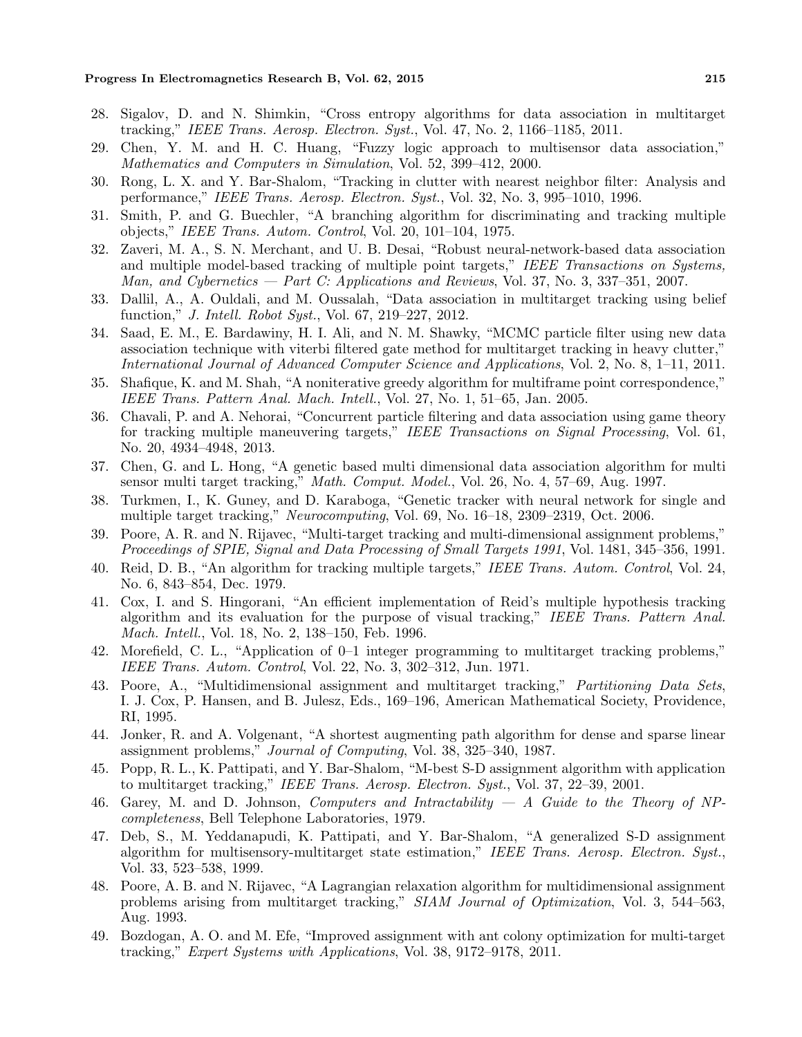28. Sigalov, D. and N. Shimkin, "Cross entropy algorithms for data association in multitarget tracking," *IEEE Trans. Aerosp. Electron. Syst.*, Vol. 47, No. 2, 1166–1185, 2011.
29. Chen, Y. M. and H. C. Huang, "Fuzzy logic approach to multisensor data association," *Mathematics and Computers in Simulation*, Vol. 52, 399–412, 2000.
30. Rong, L. X. and Y. Bar-Shalom, "Tracking in clutter with nearest neighbor filter: Analysis and performance," *IEEE Trans. Aerosp. Electron. Syst.*, Vol. 32, No. 3, 995–1010, 1996.
31. Smith, P. and G. Buechler, "A branching algorithm for discriminating and tracking multiple objects," *IEEE Trans. Autom. Control*, Vol. 20, 101–104, 1975.
32. Zaveri, M. A., S. N. Merchant, and U. B. Desai, "Robust neural-network-based data association and multiple model-based tracking of multiple point targets," *IEEE Transactions on Systems, Man, and Cybernetics — Part C: Applications and Reviews*, Vol. 37, No. 3, 337–351, 2007.
33. Dallil, A., A. Ouldali, and M. Oussalah, "Data association in multitarget tracking using belief function," *J. Intell. Robot Syst.*, Vol. 67, 219–227, 2012.
34. Saad, E. M., E. Bardawiny, H. I. Ali, and N. M. Shawky, "MCMC particle filter using new data association technique with viterbi filtered gate method for multitarget tracking in heavy clutter," *International Journal of Advanced Computer Science and Applications*, Vol. 2, No. 8, 1–11, 2011.
35. Shafique, K. and M. Shah, "A noniterative greedy algorithm for multiframe point correspondence," *IEEE Trans. Pattern Anal. Mach. Intell.*, Vol. 27, No. 1, 51–65, Jan. 2005.
36. Chavali, P. and A. Nehorai, "Concurrent particle filtering and data association using game theory for tracking multiple maneuvering targets," *IEEE Transactions on Signal Processing*, Vol. 61, No. 20, 4934–4948, 2013.
37. Chen, G. and L. Hong, "A genetic based multi dimensional data association algorithm for multi sensor multi target tracking," *Math. Comput. Model.*, Vol. 26, No. 4, 57–69, Aug. 1997.
38. Turkmen, I., K. Guney, and D. Karaboga, "Genetic tracker with neural network for single and multiple target tracking," *Neurocomputing*, Vol. 69, No. 16–18, 2309–2319, Oct. 2006.
39. Poore, A. R. and N. Rijavec, "Multi-target tracking and multi-dimensional assignment problems," *Proceedings of SPIE, Signal and Data Processing of Small Targets 1991*, Vol. 1481, 345–356, 1991.
40. Reid, D. B., "An algorithm for tracking multiple targets," *IEEE Trans. Autom. Control*, Vol. 24, No. 6, 843–854, Dec. 1979.
41. Cox, I. and S. Hingorani, "An efficient implementation of Reid's multiple hypothesis tracking algorithm and its evaluation for the purpose of visual tracking," *IEEE Trans. Pattern Anal. Mach. Intell.*, Vol. 18, No. 2, 138–150, Feb. 1996.
42. Morefield, C. L., "Application of 0–1 integer programming to multitarget tracking problems," *IEEE Trans. Autom. Control*, Vol. 22, No. 3, 302–312, Jun. 1971.
43. Poore, A., "Multidimensional assignment and multitarget tracking," *Partitioning Data Sets*, I. J. Cox, P. Hansen, and B. Julesz, Eds., 169–196, American Mathematical Society, Providence, RI, 1995.
44. Jonker, R. and A. Volgenant, "A shortest augmenting path algorithm for dense and sparse linear assignment problems," *Journal of Computing*, Vol. 38, 325–340, 1987.
45. Popp, R. L., K. Pattipati, and Y. Bar-Shalom, "M-best S-D assignment algorithm with application to multitarget tracking," *IEEE Trans. Aerosp. Electron. Syst.*, Vol. 37, 22–39, 2001.
46. Garey, M. and D. Johnson, *Computers and Intractability — A Guide to the Theory of NP-completeness*, Bell Telephone Laboratories, 1979.
47. Deb, S., M. Yeddanapudi, K. Pattipati, and Y. Bar-Shalom, "A generalized S-D assignment algorithm for multisensory-multitarget state estimation," *IEEE Trans. Aerosp. Electron. Syst.*, Vol. 33, 523–538, 1999.
48. Poore, A. B. and N. Rijavec, "A Lagrangian relaxation algorithm for multidimensional assignment problems arising from multitarget tracking," *SIAM Journal of Optimization*, Vol. 3, 544–563, Aug. 1993.
49. Bozdogan, A. O. and M. Efe, "Improved assignment with ant colony optimization for multi-target tracking," *Expert Systems with Applications*, Vol. 38, 9172–9178, 2011.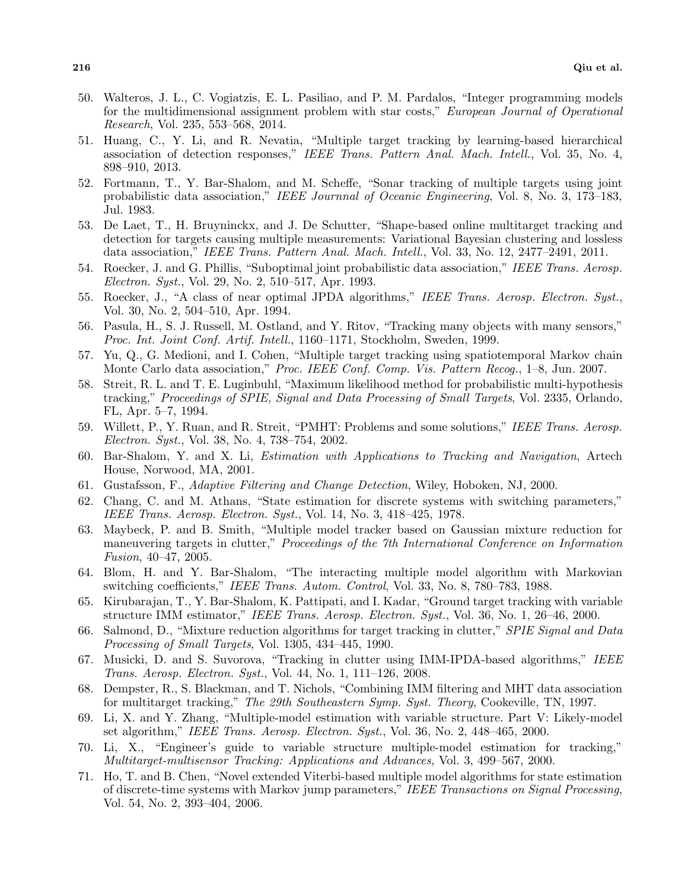50. Walteros, J. L., C. Vogiatzis, E. L. Pasiliao, and P. M. Pardalos, "Integer programming models for the multidimensional assignment problem with star costs," *European Journal of Operational Research*, Vol. 235, 553–568, 2014.
51. Huang, C., Y. Li, and R. Nevatia, "Multiple target tracking by learning-based hierarchical association of detection responses," *IEEE Trans. Pattern Anal. Mach. Intell.*, Vol. 35, No. 4, 898–910, 2013.
52. Fortmann, T., Y. Bar-Shalom, and M. Scheffe, "Sonar tracking of multiple targets using joint probabilistic data association," *IEEE Journnal of Oceanic Engineering*, Vol. 8, No. 3, 173–183, Jul. 1983.
53. De Laet, T., H. Bruyninckx, and J. De Schutter, "Shape-based online multitarget tracking and detection for targets causing multiple measurements: Variational Bayesian clustering and lossless data association," *IEEE Trans. Pattern Anal. Mach. Intell.*, Vol. 33, No. 12, 2477–2491, 2011.
54. Roecker, J. and G. Phillis, "Suboptimal joint probabilistic data association," *IEEE Trans. Aerosp. Electron. Syst.*, Vol. 29, No. 2, 510–517, Apr. 1993.
55. Roecker, J., "A class of near optimal JPDA algorithms," *IEEE Trans. Aerosp. Electron. Syst.*, Vol. 30, No. 2, 504–510, Apr. 1994.
56. Pasula, H., S. J. Russell, M. Ostland, and Y. Ritov, "Tracking many objects with many sensors," *Proc. Int. Joint Conf. Artif. Intell.*, 1160–1171, Stockholm, Sweden, 1999.
57. Yu, Q., G. Medioni, and I. Cohen, "Multiple target tracking using spatiotemporal Markov chain Monte Carlo data association," *Proc. IEEE Conf. Comp. Vis. Pattern Recog.*, 1–8, Jun. 2007.
58. Streit, R. L. and T. E. Luginbuhl, "Maximum likelihood method for probabilistic multi-hypothesis tracking," *Proceedings of SPIE, Signal and Data Processing of Small Targets*, Vol. 2335, Orlando, FL, Apr. 5–7, 1994.
59. Willett, P., Y. Ruan, and R. Streit, "PMHT: Problems and some solutions," *IEEE Trans. Aerosp. Electron. Syst.*, Vol. 38, No. 4, 738–754, 2002.
60. Bar-Shalom, Y. and X. Li, *Estimation with Applications to Tracking and Navigation*, Artech House, Norwood, MA, 2001.
61. Gustafsson, F., *Adaptive Filtering and Change Detection*, Wiley, Hoboken, NJ, 2000.
62. Chang, C. and M. Athans, "State estimation for discrete systems with switching parameters," *IEEE Trans. Aerosp. Electron. Syst.*, Vol. 14, No. 3, 418–425, 1978.
63. Maybeck, P. and B. Smith, "Multiple model tracker based on Gaussian mixture reduction for maneuvering targets in clutter," *Proceedings of the 7th International Conference on Information Fusion*, 40–47, 2005.
64. Blom, H. and Y. Bar-Shalom, "The interacting multiple model algorithm with Markovian switching coefficients," *IEEE Trans. Autom. Control*, Vol. 33, No. 8, 780–783, 1988.
65. Kirubarajan, T., Y. Bar-Shalom, K. Pattipati, and I. Kadar, "Ground target tracking with variable structure IMM estimator," *IEEE Trans. Aerosp. Electron. Syst.*, Vol. 36, No. 1, 26–46, 2000.
66. Salmond, D., "Mixture reduction algorithms for target tracking in clutter," *SPIE Signal and Data Processing of Small Targets*, Vol. 1305, 434–445, 1990.
67. Musicki, D. and S. Suvorova, "Tracking in clutter using IMM-IPDA-based algorithms," *IEEE Trans. Aerosp. Electron. Syst.*, Vol. 44, No. 1, 111–126, 2008.
68. Dempster, R., S. Blackman, and T. Nichols, "Combining IMM filtering and MHT data association for multitarget tracking," *The 29th Southeastern Symp. Syst. Theory*, Cookeville, TN, 1997.
69. Li, X. and Y. Zhang, "Multiple-model estimation with variable structure. Part V: Likely-model set algorithm," *IEEE Trans. Aerosp. Electron. Syst.*, Vol. 36, No. 2, 448–465, 2000.
70. Li, X., "Engineer's guide to variable structure multiple-model estimation for tracking," *Multitarget-multisensor Tracking: Applications and Advances*, Vol. 3, 499–567, 2000.
71. Ho, T. and B. Chen, "Novel extended Viterbi-based multiple model algorithms for state estimation of discrete-time systems with Markov jump parameters," *IEEE Transactions on Signal Processing*, Vol. 54, No. 2, 393–404, 2006.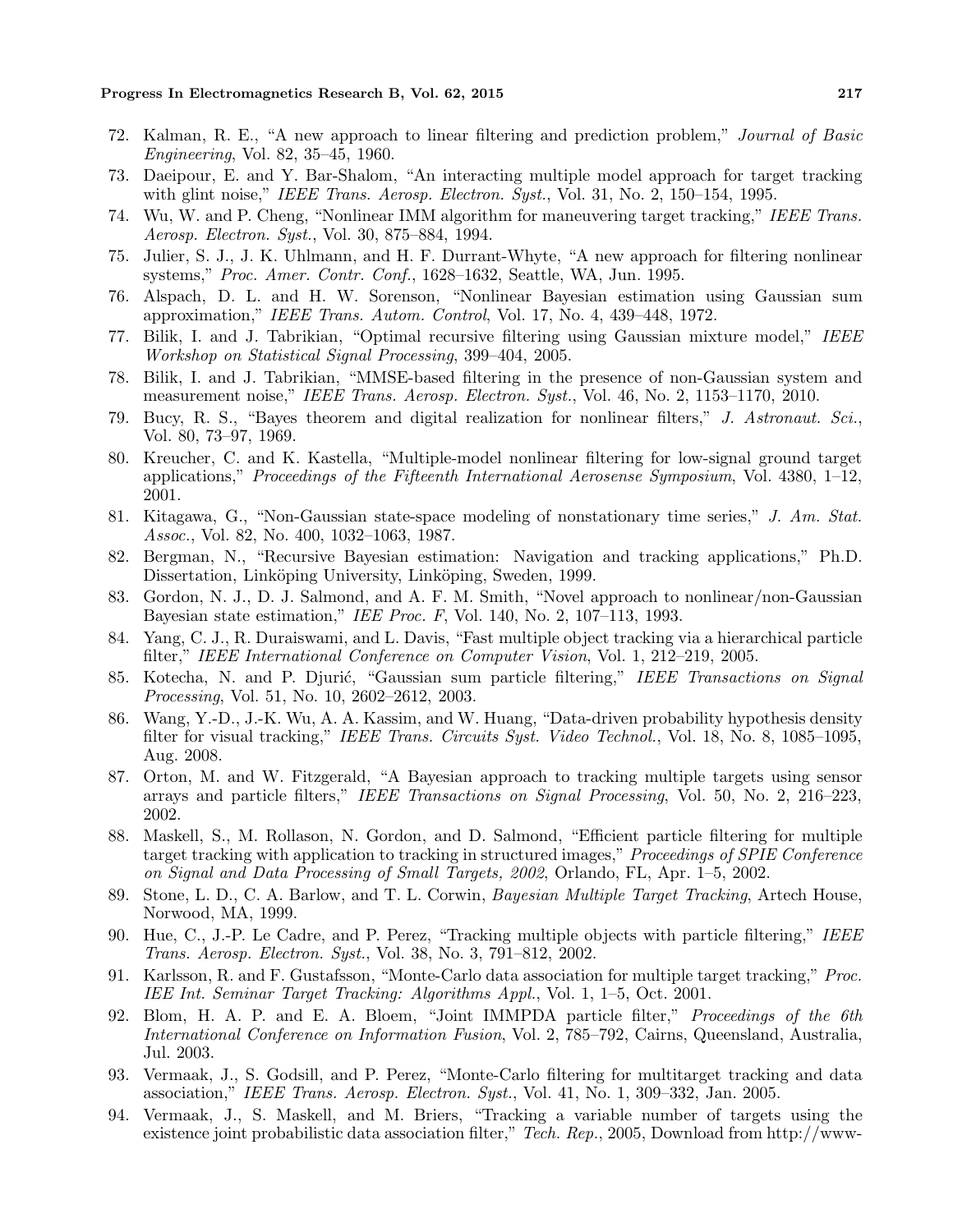72. Kalman, R. E., "A new approach to linear filtering and prediction problem," *Journal of Basic Engineering*, Vol. 82, 35–45, 1960.
73. Daeipour, E. and Y. Bar-Shalom, "An interacting multiple model approach for target tracking with glint noise," *IEEE Trans. Aerosp. Electron. Syst.*, Vol. 31, No. 2, 150–154, 1995.
74. Wu, W. and P. Cheng, "Nonlinear IMM algorithm for maneuvering target tracking," *IEEE Trans. Aerosp. Electron. Syst.*, Vol. 30, 875–884, 1994.
75. Julier, S. J., J. K. Uhlmann, and H. F. Durrant-Whyte, "A new approach for filtering nonlinear systems," *Proc. Amer. Contr. Conf.*, 1628–1632, Seattle, WA, Jun. 1995.
76. Alspach, D. L. and H. W. Sorenson, "Nonlinear Bayesian estimation using Gaussian sum approximation," *IEEE Trans. Autom. Control*, Vol. 17, No. 4, 439–448, 1972.
77. Bilik, I. and J. Tabrikian, "Optimal recursive filtering using Gaussian mixture model," *IEEE Workshop on Statistical Signal Processing*, 399–404, 2005.
78. Bilik, I. and J. Tabrikian, "MMSE-based filtering in the presence of non-Gaussian system and measurement noise," *IEEE Trans. Aerosp. Electron. Syst.*, Vol. 46, No. 2, 1153–1170, 2010.
79. Bucy, R. S., "Bayes theorem and digital realization for nonlinear filters," *J. Astronaut. Sci.*, Vol. 80, 73–97, 1969.
80. Kreucher, C. and K. Kastella, "Multiple-model nonlinear filtering for low-signal ground target applications," *Proceedings of the Fifteenth International Aerosense Symposium*, Vol. 4380, 1–12, 2001.
81. Kitagawa, G., "Non-Gaussian state-space modeling of nonstationary time series," *J. Am. Stat. Assoc.*, Vol. 82, No. 400, 1032–1063, 1987.
82. Bergman, N., "Recursive Bayesian estimation: Navigation and tracking applications," Ph.D. Dissertation, Linköping University, Linköping, Sweden, 1999.
83. Gordon, N. J., D. J. Salmond, and A. F. M. Smith, "Novel approach to nonlinear/non-Gaussian Bayesian state estimation," *IEE Proc. F*, Vol. 140, No. 2, 107–113, 1993.
84. Yang, C. J., R. Duraiswami, and L. Davis, "Fast multiple object tracking via a hierarchical particle filter," *IEEE International Conference on Computer Vision*, Vol. 1, 212–219, 2005.
85. Kotecha, N. and P. Djurić, "Gaussian sum particle filtering," *IEEE Transactions on Signal Processing*, Vol. 51, No. 10, 2602–2612, 2003.
86. Wang, Y.-D., J.-K. Wu, A. A. Kassim, and W. Huang, "Data-driven probability hypothesis density filter for visual tracking," *IEEE Trans. Circuits Syst. Video Technol.*, Vol. 18, No. 8, 1085–1095, Aug. 2008.
87. Orton, M. and W. Fitzgerald, "A Bayesian approach to tracking multiple targets using sensor arrays and particle filters," *IEEE Transactions on Signal Processing*, Vol. 50, No. 2, 216–223, 2002.
88. Maskell, S., M. Rollason, N. Gordon, and D. Salmond, "Efficient particle filtering for multiple target tracking with application to tracking in structured images," *Proceedings of SPIE Conference on Signal and Data Processing of Small Targets, 2002*, Orlando, FL, Apr. 1–5, 2002.
89. Stone, L. D., C. A. Barlow, and T. L. Corwin, *Bayesian Multiple Target Tracking*, Artech House, Norwood, MA, 1999.
90. Hue, C., J.-P. Le Cadre, and P. Perez, "Tracking multiple objects with particle filtering," *IEEE Trans. Aerosp. Electron. Syst.*, Vol. 38, No. 3, 791–812, 2002.
91. Karlsson, R. and F. Gustafsson, "Monte-Carlo data association for multiple target tracking," *Proc. IEE Int. Seminar Target Tracking: Algorithms Appl.*, Vol. 1, 1–5, Oct. 2001.
92. Blom, H. A. P. and E. A. Bloem, "Joint IMMPDA particle filter," *Proceedings of the 6th International Conference on Information Fusion*, Vol. 2, 785–792, Cairns, Queensland, Australia, Jul. 2003.
93. Vermaak, J., S. Godsill, and P. Perez, "Monte-Carlo filtering for multitarget tracking and data association," *IEEE Trans. Aerosp. Electron. Syst.*, Vol. 41, No. 1, 309–332, Jan. 2005.
94. Vermaak, J., S. Maskell, and M. Briers, "Tracking a variable number of targets using the existence joint probabilistic data association filter," *Tech. Rep.*, 2005, Download from http://www-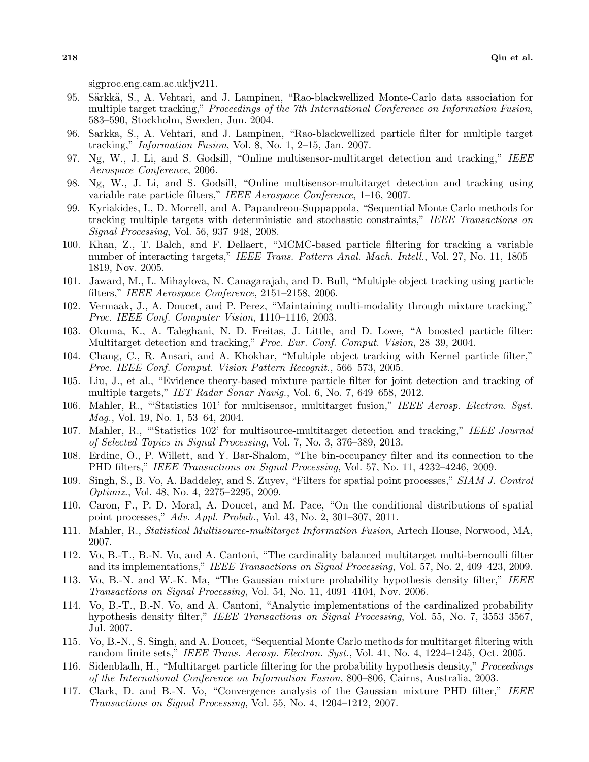sigproc.eng.cam.ac.uk!jv211.

95. Särkkä, S., A. Vehtari, and J. Lampinen, "Rao-blackwellized Monte-Carlo data association for multiple target tracking," *Proceedings of the 7th International Conference on Information Fusion*, 583–590, Stockholm, Sweden, Jun. 2004.
96. Sarkka, S., A. Vehtari, and J. Lampinen, "Rao-blackwellized particle filter for multiple target tracking," *Information Fusion*, Vol. 8, No. 1, 2–15, Jan. 2007.
97. Ng, W., J. Li, and S. Godsill, "Online multisensor-multitarget detection and tracking," *IEEE Aerospace Conference*, 2006.
98. Ng, W., J. Li, and S. Godsill, "Online multisensor-multitarget detection and tracking using variable rate particle filters," *IEEE Aerospace Conference*, 1–16, 2007.
99. Kyriakides, I., D. Morrell, and A. Papandreou-Suppappola, "Sequential Monte Carlo methods for tracking multiple targets with deterministic and stochastic constraints," *IEEE Transactions on Signal Processing*, Vol. 56, 937–948, 2008.
100. Khan, Z., T. Balch, and F. Dellaert, "MCMC-based particle filtering for tracking a variable number of interacting targets," *IEEE Trans. Pattern Anal. Mach. Intell.*, Vol. 27, No. 11, 1805–1819, Nov. 2005.
101. Jaward, M., L. Mihaylova, N. Canagarajah, and D. Bull, "Multiple object tracking using particle filters," *IEEE Aerospace Conference*, 2151–2158, 2006.
102. Vermaak, J., A. Doucet, and P. Perez, "Maintaining multi-modality through mixture tracking," *Proc. IEEE Conf. Computer Vision*, 1110–1116, 2003.
103. Okuma, K., A. Taleghani, N. D. Freitas, J. Little, and D. Lowe, "A boosted particle filter: Multitarget detection and tracking," *Proc. Eur. Conf. Comput. Vision*, 28–39, 2004.
104. Chang, C., R. Ansari, and A. Khokhar, "Multiple object tracking with Kernel particle filter," *Proc. IEEE Conf. Comput. Vision Pattern Recognit.*, 566–573, 2005.
105. Liu, J., et al., "Evidence theory-based mixture particle filter for joint detection and tracking of multiple targets," *IET Radar Sonar Navig.*, Vol. 6, No. 7, 649–658, 2012.
106. Mahler, R., "'Statistics 101' for multisensor, multitarget fusion," *IEEE Aerosp. Electron. Syst. Mag.*, Vol. 19, No. 1, 53–64, 2004.
107. Mahler, R., "'Statistics 102' for multisource-multitarget detection and tracking," *IEEE Journal of Selected Topics in Signal Processing*, Vol. 7, No. 3, 376–389, 2013.
108. Erdinc, O., P. Willett, and Y. Bar-Shalom, "The bin-occupancy filter and its connection to the PHD filters," *IEEE Transactions on Signal Processing*, Vol. 57, No. 11, 4232–4246, 2009.
109. Singh, S., B. Vo, A. Baddeley, and S. Zuyev, "Filters for spatial point processes," *SIAM J. Control Optimiz.*, Vol. 48, No. 4, 2275–2295, 2009.
110. Caron, F., P. D. Moral, A. Doucet, and M. Pace, "On the conditional distributions of spatial point processes," *Adv. Appl. Probab.*, Vol. 43, No. 2, 301–307, 2011.
111. Mahler, R., *Statistical Multisource-multitarget Information Fusion*, Artech House, Norwood, MA, 2007.
112. Vo, B.-T., B.-N. Vo, and A. Cantoni, "The cardinality balanced multitarget multi-bernoulli filter and its implementations," *IEEE Transactions on Signal Processing*, Vol. 57, No. 2, 409–423, 2009.
113. Vo, B.-N. and W.-K. Ma, "The Gaussian mixture probability hypothesis density filter," *IEEE Transactions on Signal Processing*, Vol. 54, No. 11, 4091–4104, Nov. 2006.
114. Vo, B.-T., B.-N. Vo, and A. Cantoni, "Analytic implementations of the cardinalized probability hypothesis density filter," *IEEE Transactions on Signal Processing*, Vol. 55, No. 7, 3553–3567, Jul. 2007.
115. Vo, B.-N., S. Singh, and A. Doucet, "Sequential Monte Carlo methods for multitarget filtering with random finite sets," *IEEE Trans. Aerosp. Electron. Syst.*, Vol. 41, No. 4, 1224–1245, Oct. 2005.
116. Sidenbladh, H., "Multitarget particle filtering for the probability hypothesis density," *Proceedings of the International Conference on Information Fusion*, 800–806, Cairns, Australia, 2003.
117. Clark, D. and B.-N. Vo, "Convergence analysis of the Gaussian mixture PHD filter," *IEEE Transactions on Signal Processing*, Vol. 55, No. 4, 1204–1212, 2007.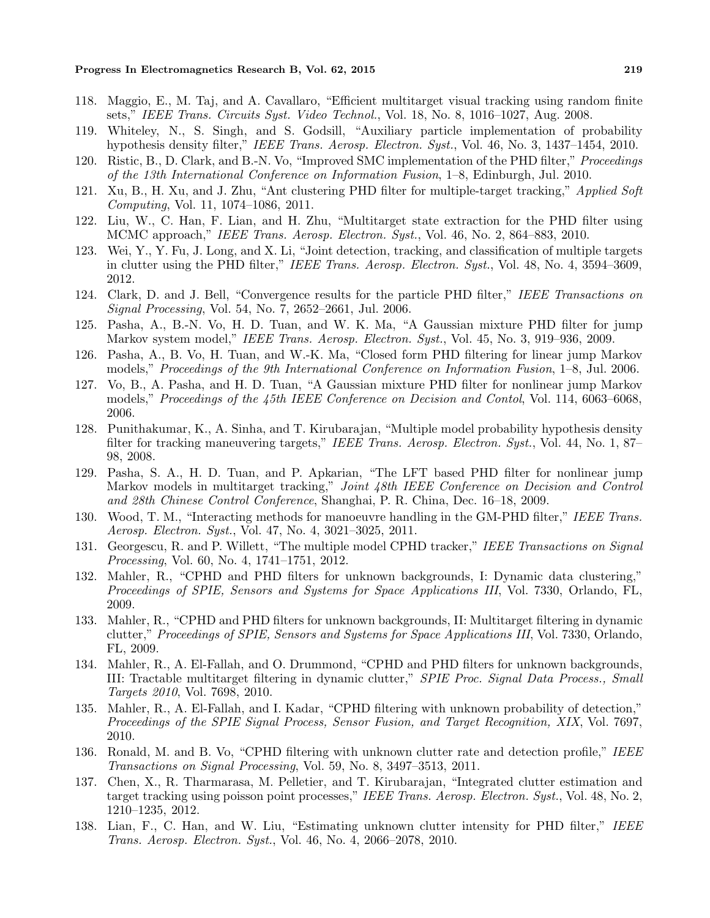118. Maggio, E., M. Taj, and A. Cavallaro, "Efficient multitarget visual tracking using random finite sets," *IEEE Trans. Circuits Syst. Video Technol.*, Vol. 18, No. 8, 1016–1027, Aug. 2008.
119. Whiteley, N., S. Singh, and S. Godsill, "Auxiliary particle implementation of probability hypothesis density filter," *IEEE Trans. Aerosp. Electron. Syst.*, Vol. 46, No. 3, 1437–1454, 2010.
120. Ristic, B., D. Clark, and B.-N. Vo, "Improved SMC implementation of the PHD filter," *Proceedings of the 13th International Conference on Information Fusion*, 1–8, Edinburgh, Jul. 2010.
121. Xu, B., H. Xu, and J. Zhu, "Ant clustering PHD filter for multiple-target tracking," *Applied Soft Computing*, Vol. 11, 1074–1086, 2011.
122. Liu, W., C. Han, F. Lian, and H. Zhu, "Multitarget state extraction for the PHD filter using MCMC approach," *IEEE Trans. Aerosp. Electron. Syst.*, Vol. 46, No. 2, 864–883, 2010.
123. Wei, Y., Y. Fu, J. Long, and X. Li, "Joint detection, tracking, and classification of multiple targets in clutter using the PHD filter," *IEEE Trans. Aerosp. Electron. Syst.*, Vol. 48, No. 4, 3594–3609, 2012.
124. Clark, D. and J. Bell, "Convergence results for the particle PHD filter," *IEEE Transactions on Signal Processing*, Vol. 54, No. 7, 2652–2661, Jul. 2006.
125. Pasha, A., B.-N. Vo, H. D. Tuan, and W. K. Ma, "A Gaussian mixture PHD filter for jump Markov system model," *IEEE Trans. Aerosp. Electron. Syst.*, Vol. 45, No. 3, 919–936, 2009.
126. Pasha, A., B. Vo, H. Tuan, and W.-K. Ma, "Closed form PHD filtering for linear jump Markov models," *Proceedings of the 9th International Conference on Information Fusion*, 1–8, Jul. 2006.
127. Vo, B., A. Pasha, and H. D. Tuan, "A Gaussian mixture PHD filter for nonlinear jump Markov models," *Proceedings of the 45th IEEE Conference on Decision and Contol*, Vol. 114, 6063–6068, 2006.
128. Punithakumar, K., A. Sinha, and T. Kirubarajan, "Multiple model probability hypothesis density filter for tracking maneuvering targets," *IEEE Trans. Aerosp. Electron. Syst.*, Vol. 44, No. 1, 87–98, 2008.
129. Pasha, S. A., H. D. Tuan, and P. Apkarian, "The LFT based PHD filter for nonlinear jump Markov models in multitarget tracking," *Joint 48th IEEE Conference on Decision and Control and 28th Chinese Control Conference*, Shanghai, P. R. China, Dec. 16–18, 2009.
130. Wood, T. M., "Interacting methods for manoeuvre handling in the GM-PHD filter," *IEEE Trans. Aerosp. Electron. Syst.*, Vol. 47, No. 4, 3021–3025, 2011.
131. Georgescu, R. and P. Willett, "The multiple model CPHD tracker," *IEEE Transactions on Signal Processing*, Vol. 60, No. 4, 1741–1751, 2012.
132. Mahler, R., "CPHD and PHD filters for unknown backgrounds, I: Dynamic data clustering," *Proceedings of SPIE, Sensors and Systems for Space Applications III*, Vol. 7330, Orlando, FL, 2009.
133. Mahler, R., "CPHD and PHD filters for unknown backgrounds, II: Multitarget filtering in dynamic clutter," *Proceedings of SPIE, Sensors and Systems for Space Applications III*, Vol. 7330, Orlando, FL, 2009.
134. Mahler, R., A. El-Fallah, and O. Drummond, "CPHD and PHD filters for unknown backgrounds, III: Tractable multitarget filtering in dynamic clutter," *SPIE Proc. Signal Data Process., Small Targets 2010*, Vol. 7698, 2010.
135. Mahler, R., A. El-Fallah, and I. Kadar, "CPHD filtering with unknown probability of detection," *Proceedings of the SPIE Signal Process, Sensor Fusion, and Target Recognition, XIX*, Vol. 7697, 2010.
136. Ronald, M. and B. Vo, "CPHD filtering with unknown clutter rate and detection profile," *IEEE Transactions on Signal Processing*, Vol. 59, No. 8, 3497–3513, 2011.
137. Chen, X., R. Tharmarasa, M. Pelletier, and T. Kirubarajan, "Integrated clutter estimation and target tracking using poisson point processes," *IEEE Trans. Aerosp. Electron. Syst.*, Vol. 48, No. 2, 1210–1235, 2012.
138. Lian, F., C. Han, and W. Liu, "Estimating unknown clutter intensity for PHD filter," *IEEE Trans. Aerosp. Electron. Syst.*, Vol. 46, No. 4, 2066–2078, 2010.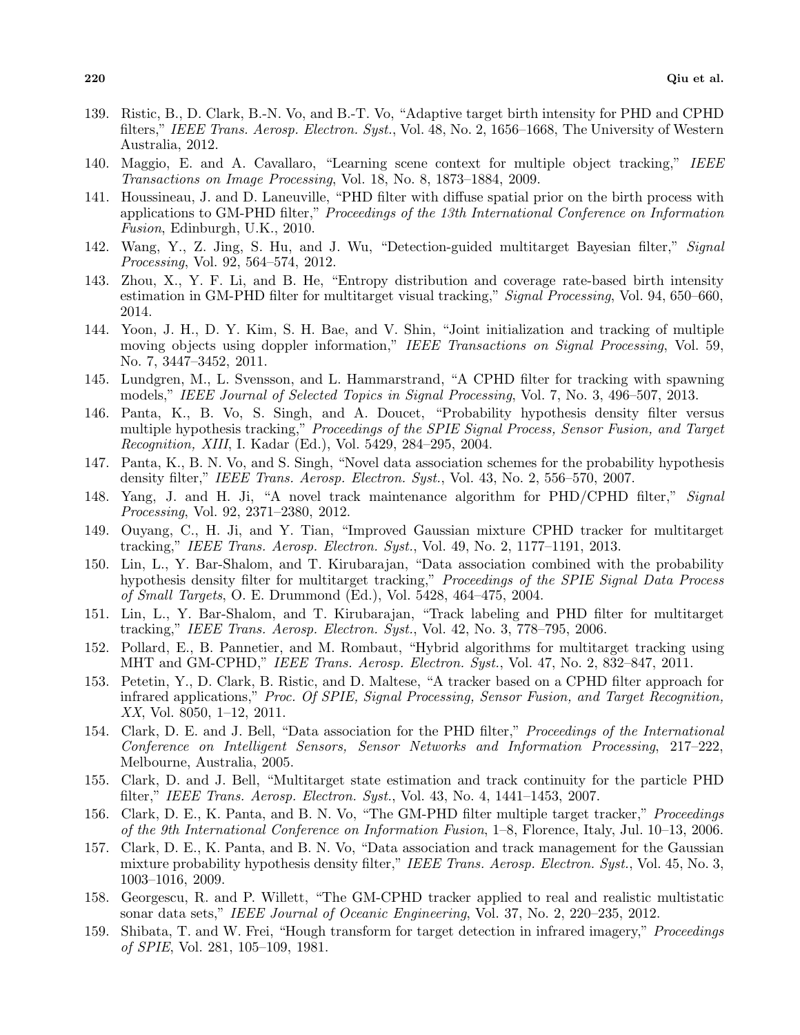139. Ristic, B., D. Clark, B.-N. Vo, and B.-T. Vo, "Adaptive target birth intensity for PHD and CPHD filters," *IEEE Trans. Aerosp. Electron. Syst.*, Vol. 48, No. 2, 1656–1668, The University of Western Australia, 2012.
140. Maggio, E. and A. Cavallaro, "Learning scene context for multiple object tracking," *IEEE Transactions on Image Processing*, Vol. 18, No. 8, 1873–1884, 2009.
141. Houssineau, J. and D. Laneuville, "PHD filter with diffuse spatial prior on the birth process with applications to GM-PHD filter," *Proceedings of the 13th International Conference on Information Fusion*, Edinburgh, U.K., 2010.
142. Wang, Y., Z. Jing, S. Hu, and J. Wu, "Detection-guided multitarget Bayesian filter," *Signal Processing*, Vol. 92, 564–574, 2012.
143. Zhou, X., Y. F. Li, and B. He, "Entropy distribution and coverage rate-based birth intensity estimation in GM-PHD filter for multitarget visual tracking," *Signal Processing*, Vol. 94, 650–660, 2014.
144. Yoon, J. H., D. Y. Kim, S. H. Bae, and V. Shin, "Joint initialization and tracking of multiple moving objects using doppler information," *IEEE Transactions on Signal Processing*, Vol. 59, No. 7, 3447–3452, 2011.
145. Lundgren, M., L. Svensson, and L. Hammarstrand, "A CPHD filter for tracking with spawning models," *IEEE Journal of Selected Topics in Signal Processing*, Vol. 7, No. 3, 496–507, 2013.
146. Panta, K., B. Vo, S. Singh, and A. Doucet, "Probability hypothesis density filter versus multiple hypothesis tracking," *Proceedings of the SPIE Signal Process, Sensor Fusion, and Target Recognition, XIII*, I. Kadar (Ed.), Vol. 5429, 284–295, 2004.
147. Panta, K., B. N. Vo, and S. Singh, "Novel data association schemes for the probability hypothesis density filter," *IEEE Trans. Aerosp. Electron. Syst.*, Vol. 43, No. 2, 556–570, 2007.
148. Yang, J. and H. Ji, "A novel track maintenance algorithm for PHD/CPHD filter," *Signal Processing*, Vol. 92, 2371–2380, 2012.
149. Ouyang, C., H. Ji, and Y. Tian, "Improved Gaussian mixture CPHD tracker for multitarget tracking," *IEEE Trans. Aerosp. Electron. Syst.*, Vol. 49, No. 2, 1177–1191, 2013.
150. Lin, L., Y. Bar-Shalom, and T. Kirubarajan, "Data association combined with the probability hypothesis density filter for multitarget tracking," *Proceedings of the SPIE Signal Data Process of Small Targets*, O. E. Drummond (Ed.), Vol. 5428, 464–475, 2004.
151. Lin, L., Y. Bar-Shalom, and T. Kirubarajan, "Track labeling and PHD filter for multitarget tracking," *IEEE Trans. Aerosp. Electron. Syst.*, Vol. 42, No. 3, 778–795, 2006.
152. Pollard, E., B. Pannetier, and M. Rombaut, "Hybrid algorithms for multitarget tracking using MHT and GM-CPHD," *IEEE Trans. Aerosp. Electron. Syst.*, Vol. 47, No. 2, 832–847, 2011.
153. Petetin, Y., D. Clark, B. Ristic, and D. Maltese, "A tracker based on a CPHD filter approach for infrared applications," *Proc. Of SPIE, Signal Processing, Sensor Fusion, and Target Recognition, XX*, Vol. 8050, 1–12, 2011.
154. Clark, D. E. and J. Bell, "Data association for the PHD filter," *Proceedings of the International Conference on Intelligent Sensors, Sensor Networks and Information Processing*, 217–222, Melbourne, Australia, 2005.
155. Clark, D. and J. Bell, "Multitarget state estimation and track continuity for the particle PHD filter," *IEEE Trans. Aerosp. Electron. Syst.*, Vol. 43, No. 4, 1441–1453, 2007.
156. Clark, D. E., K. Panta, and B. N. Vo, "The GM-PHD filter multiple target tracker," *Proceedings of the 9th International Conference on Information Fusion*, 1–8, Florence, Italy, Jul. 10–13, 2006.
157. Clark, D. E., K. Panta, and B. N. Vo, "Data association and track management for the Gaussian mixture probability hypothesis density filter," *IEEE Trans. Aerosp. Electron. Syst.*, Vol. 45, No. 3, 1003–1016, 2009.
158. Georgescu, R. and P. Willett, "The GM-CPHD tracker applied to real and realistic multistatic sonar data sets," *IEEE Journal of Oceanic Engineering*, Vol. 37, No. 2, 220–235, 2012.
159. Shibata, T. and W. Frei, "Hough transform for target detection in infrared imagery," *Proceedings of SPIE*, Vol. 281, 105–109, 1981.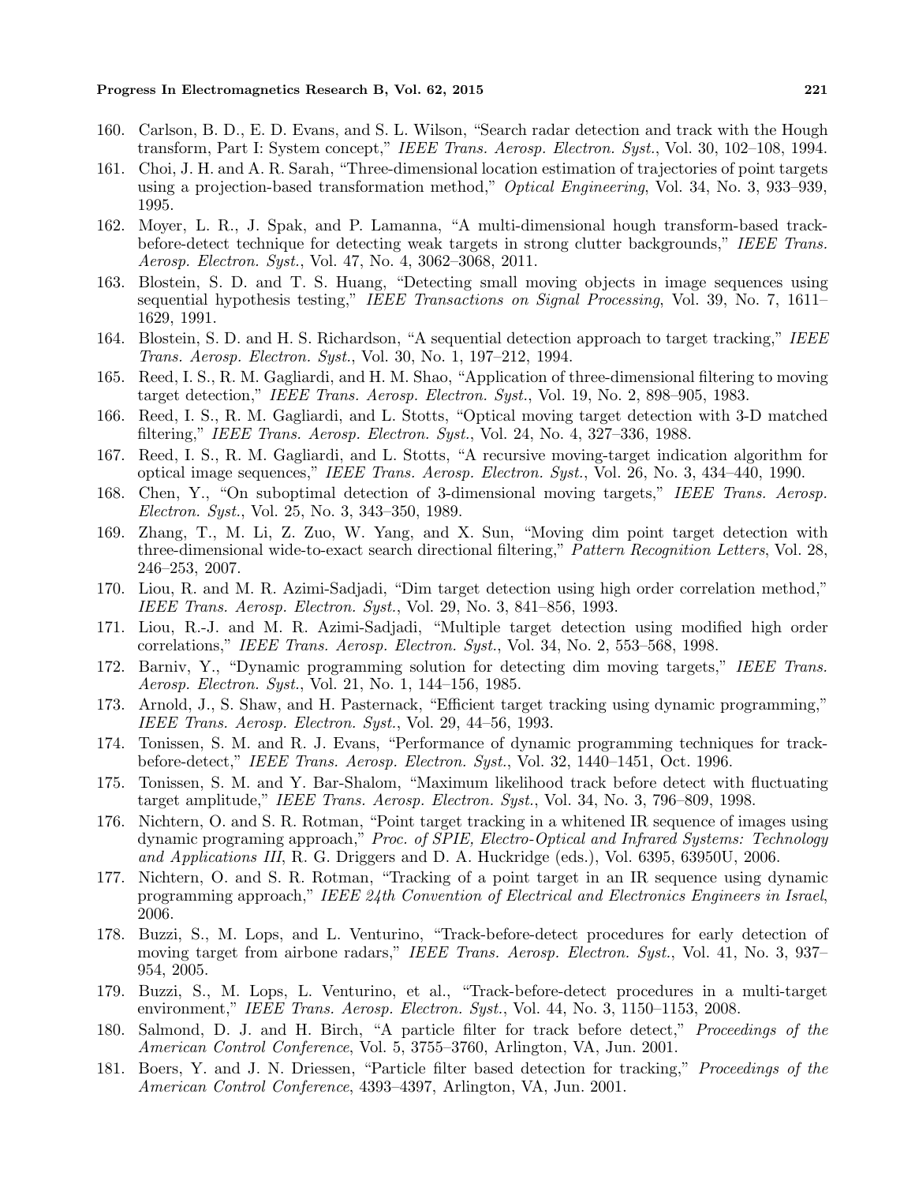160. Carlson, B. D., E. D. Evans, and S. L. Wilson, "Search radar detection and track with the Hough transform, Part I: System concept," *IEEE Trans. Aerosp. Electron. Syst.*, Vol. 30, 102–108, 1994.
161. Choi, J. H. and A. R. Sarah, "Three-dimensional location estimation of trajectories of point targets using a projection-based transformation method," *Optical Engineering*, Vol. 34, No. 3, 933–939, 1995.
162. Moyer, L. R., J. Spak, and P. Lamanna, "A multi-dimensional hough transform-based track-before-detect technique for detecting weak targets in strong clutter backgrounds," *IEEE Trans. Aerosp. Electron. Syst.*, Vol. 47, No. 4, 3062–3068, 2011.
163. Blostein, S. D. and T. S. Huang, "Detecting small moving objects in image sequences using sequential hypothesis testing," *IEEE Transactions on Signal Processing*, Vol. 39, No. 7, 1611–1629, 1991.
164. Blostein, S. D. and H. S. Richardson, "A sequential detection approach to target tracking," *IEEE Trans. Aerosp. Electron. Syst.*, Vol. 30, No. 1, 197–212, 1994.
165. Reed, I. S., R. M. Gagliardi, and H. M. Shao, "Application of three-dimensional filtering to moving target detection," *IEEE Trans. Aerosp. Electron. Syst.*, Vol. 19, No. 2, 898–905, 1983.
166. Reed, I. S., R. M. Gagliardi, and L. Stotts, "Optical moving target detection with 3-D matched filtering," *IEEE Trans. Aerosp. Electron. Syst.*, Vol. 24, No. 4, 327–336, 1988.
167. Reed, I. S., R. M. Gagliardi, and L. Stotts, "A recursive moving-target indication algorithm for optical image sequences," *IEEE Trans. Aerosp. Electron. Syst.*, Vol. 26, No. 3, 434–440, 1990.
168. Chen, Y., "On suboptimal detection of 3-dimensional moving targets," *IEEE Trans. Aerosp. Electron. Syst.*, Vol. 25, No. 3, 343–350, 1989.
169. Zhang, T., M. Li, Z. Zuo, W. Yang, and X. Sun, "Moving dim point target detection with three-dimensional wide-to-exact search directional filtering," *Pattern Recognition Letters*, Vol. 28, 246–253, 2007.
170. Liou, R. and M. R. Azimi-Sadjadi, "Dim target detection using high order correlation method," *IEEE Trans. Aerosp. Electron. Syst.*, Vol. 29, No. 3, 841–856, 1993.
171. Liou, R.-J. and M. R. Azimi-Sadjadi, "Multiple target detection using modified high order correlations," *IEEE Trans. Aerosp. Electron. Syst.*, Vol. 34, No. 2, 553–568, 1998.
172. Barniv, Y., "Dynamic programming solution for detecting dim moving targets," *IEEE Trans. Aerosp. Electron. Syst.*, Vol. 21, No. 1, 144–156, 1985.
173. Arnold, J., S. Shaw, and H. Pasternack, "Efficient target tracking using dynamic programming," *IEEE Trans. Aerosp. Electron. Syst.*, Vol. 29, 44–56, 1993.
174. Tonissen, S. M. and R. J. Evans, "Performance of dynamic programming techniques for track-before-detect," *IEEE Trans. Aerosp. Electron. Syst.*, Vol. 32, 1440–1451, Oct. 1996.
175. Tonissen, S. M. and Y. Bar-Shalom, "Maximum likelihood track before detect with fluctuating target amplitude," *IEEE Trans. Aerosp. Electron. Syst.*, Vol. 34, No. 3, 796–809, 1998.
176. Nichtern, O. and S. R. Rotman, "Point target tracking in a whitened IR sequence of images using dynamic programing approach," *Proc. of SPIE, Electro-Optical and Infrared Systems: Technology and Applications III*, R. G. Driggers and D. A. Huckridge (eds.), Vol. 6395, 63950U, 2006.
177. Nichtern, O. and S. R. Rotman, "Tracking of a point target in an IR sequence using dynamic programming approach," *IEEE 24th Convention of Electrical and Electronics Engineers in Israel*, 2006.
178. Buzzi, S., M. Lops, and L. Venturino, "Track-before-detect procedures for early detection of moving target from airbone radars," *IEEE Trans. Aerosp. Electron. Syst.*, Vol. 41, No. 3, 937–954, 2005.
179. Buzzi, S., M. Lops, L. Venturino, et al., "Track-before-detect procedures in a multi-target environment," *IEEE Trans. Aerosp. Electron. Syst.*, Vol. 44, No. 3, 1150–1153, 2008.
180. Salmond, D. J. and H. Birch, "A particle filter for track before detect," *Proceedings of the American Control Conference*, Vol. 5, 3755–3760, Arlington, VA, Jun. 2001.
181. Boers, Y. and J. N. Driessen, "Particle filter based detection for tracking," *Proceedings of the American Control Conference*, 4393–4397, Arlington, VA, Jun. 2001.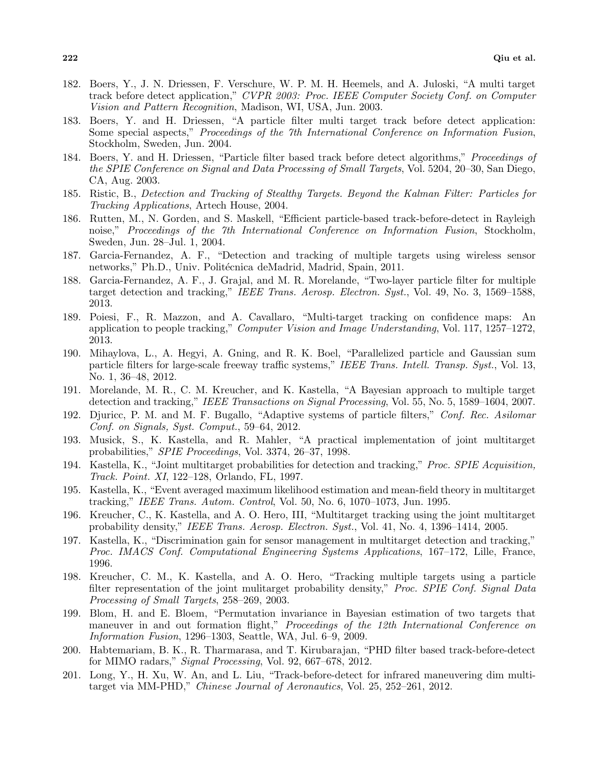182. Boers, Y., J. N. Driessen, F. Verschure, W. P. M. H. Heemels, and A. Juloski, "A multi target track before detect application," *CVPR 2003: Proc. IEEE Computer Society Conf. on Computer Vision and Pattern Recognition*, Madison, WI, USA, Jun. 2003.
183. Boers, Y. and H. Driessen, "A particle filter multi target track before detect application: Some special aspects," *Proceedings of the 7th International Conference on Information Fusion*, Stockholm, Sweden, Jun. 2004.
184. Boers, Y. and H. Driessen, "Particle filter based track before detect algorithms," *Proceedings of the SPIE Conference on Signal and Data Processing of Small Targets*, Vol. 5204, 20–30, San Diego, CA, Aug. 2003.
185. Ristic, B., *Detection and Tracking of Stealthy Targets. Beyond the Kalman Filter: Particles for Tracking Applications*, Artech House, 2004.
186. Rutten, M., N. Gorden, and S. Maskell, "Efficient particle-based track-before-detect in Rayleigh noise," *Proceedings of the 7th International Conference on Information Fusion*, Stockholm, Sweden, Jun. 28–Jul. 1, 2004.
187. Garcia-Fernandez, A. F., "Detection and tracking of multiple targets using wireless sensor networks," Ph.D., Univ. Politécnica deMadrid, Madrid, Spain, 2011.
188. Garcia-Fernandez, A. F., J. Grajal, and M. R. Morelande, "Two-layer particle filter for multiple target detection and tracking," *IEEE Trans. Aerosp. Electron. Syst.*, Vol. 49, No. 3, 1569–1588, 2013.
189. Poiesi, F., R. Mazzon, and A. Cavallaro, "Multi-target tracking on confidence maps: An application to people tracking," *Computer Vision and Image Understanding*, Vol. 117, 1257–1272, 2013.
190. Mihaylova, L., A. Hegyi, A. Gning, and R. K. Boel, "Parallelized particle and Gaussian sum particle filters for large-scale freeway traffic systems," *IEEE Trans. Intell. Transp. Syst.*, Vol. 13, No. 1, 36–48, 2012.
191. Morelande, M. R., C. M. Kreucher, and K. Kastella, "A Bayesian approach to multiple target detection and tracking," *IEEE Transactions on Signal Processing*, Vol. 55, No. 5, 1589–1604, 2007.
192. Djuricc, P. M. and M. F. Bugallo, "Adaptive systems of particle filters," *Conf. Rec. Asilomar Conf. on Signals, Syst. Comput.*, 59–64, 2012.
193. Musick, S., K. Kastella, and R. Mahler, "A practical implementation of joint multitarget probabilities," *SPIE Proceedings*, Vol. 3374, 26–37, 1998.
194. Kastella, K., "Joint multitarget probabilities for detection and tracking," *Proc. SPIE Acquisition, Track. Point. XI*, 122–128, Orlando, FL, 1997.
195. Kastella, K., "Event averaged maximum likelihood estimation and mean-field theory in multitarget tracking," *IEEE Trans. Autom. Control*, Vol. 50, No. 6, 1070–1073, Jun. 1995.
196. Kreucher, C., K. Kastella, and A. O. Hero, III, "Multitarget tracking using the joint multitarget probability density," *IEEE Trans. Aerosp. Electron. Syst.*, Vol. 41, No. 4, 1396–1414, 2005.
197. Kastella, K., "Discrimination gain for sensor management in multitarget detection and tracking," *Proc. IMACS Conf. Computational Engineering Systems Applications*, 167–172, Lille, France, 1996.
198. Kreucher, C. M., K. Kastella, and A. O. Hero, "Tracking multiple targets using a particle filter representation of the joint mulitarget probability density," *Proc. SPIE Conf. Signal Data Processing of Small Targets*, 258–269, 2003.
199. Blom, H. and E. Bloem, "Permutation invariance in Bayesian estimation of two targets that maneuver in and out formation flight," *Proceedings of the 12th International Conference on Information Fusion*, 1296–1303, Seattle, WA, Jul. 6–9, 2009.
200. Habtemariam, B. K., R. Tharmarasa, and T. Kirubarajan, "PHD filter based track-before-detect for MIMO radars," *Signal Processing*, Vol. 92, 667–678, 2012.
201. Long, Y., H. Xu, W. An, and L. Liu, "Track-before-detect for infrared maneuvering dim multi-target via MM-PHD," *Chinese Journal of Aeronautics*, Vol. 25, 252–261, 2012.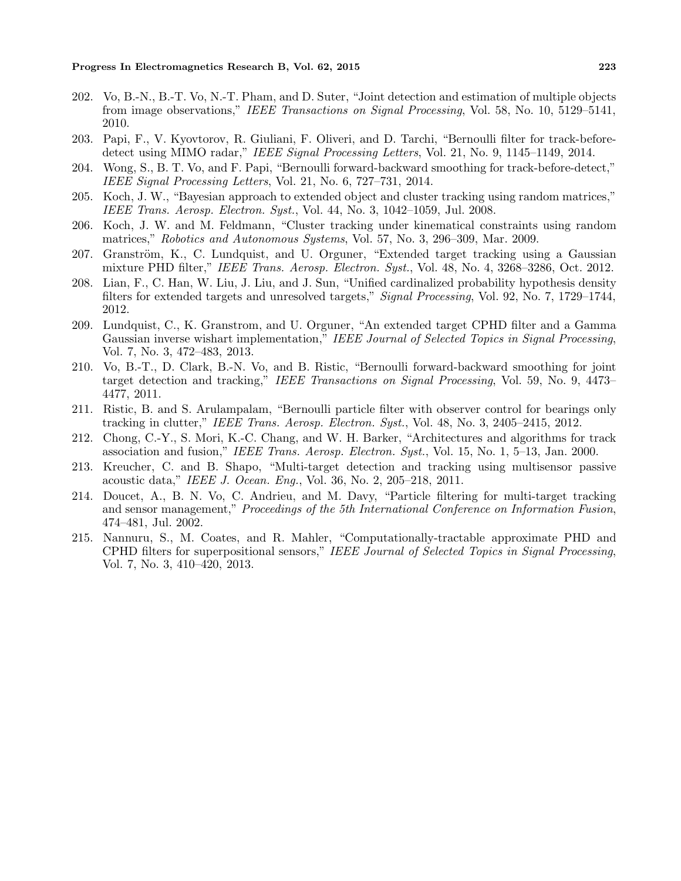202. Vo, B.-N., B.-T. Vo, N.-T. Pham, and D. Suter, "Joint detection and estimation of multiple objects from image observations," *IEEE Transactions on Signal Processing*, Vol. 58, No. 10, 5129–5141, 2010.

203. Papi, F., V. Kyovtorov, R. Giuliani, F. Oliveri, and D. Tarchi, "Bernoulli filter for track-before-detect using MIMO radar," *IEEE Signal Processing Letters*, Vol. 21, No. 9, 1145–1149, 2014.

204. Wong, S., B. T. Vo, and F. Papi, "Bernoulli forward-backward smoothing for track-before-detect," *IEEE Signal Processing Letters*, Vol. 21, No. 6, 727–731, 2014.

205. Koch, J. W., "Bayesian approach to extended object and cluster tracking using random matrices," *IEEE Trans. Aerosp. Electron. Syst.*, Vol. 44, No. 3, 1042–1059, Jul. 2008.

206. Koch, J. W. and M. Feldmann, "Cluster tracking under kinematical constraints using random matrices," *Robotics and Autonomous Systems*, Vol. 57, No. 3, 296–309, Mar. 2009.

207. Granström, K., C. Lundquist, and U. Orguner, "Extended target tracking using a Gaussian mixture PHD filter," *IEEE Trans. Aerosp. Electron. Syst.*, Vol. 48, No. 4, 3268–3286, Oct. 2012.

208. Lian, F., C. Han, W. Liu, J. Liu, and J. Sun, "Unified cardinalized probability hypothesis density filters for extended targets and unresolved targets," *Signal Processing*, Vol. 92, No. 7, 1729–1744, 2012.

209. Lundquist, C., K. Granstrom, and U. Orguner, "An extended target CPHD filter and a Gamma Gaussian inverse wishart implementation," *IEEE Journal of Selected Topics in Signal Processing*, Vol. 7, No. 3, 472–483, 2013.

210. Vo, B.-T., D. Clark, B.-N. Vo, and B. Ristic, "Bernoulli forward-backward smoothing for joint target detection and tracking," *IEEE Transactions on Signal Processing*, Vol. 59, No. 9, 4473–4477, 2011.

211. Ristic, B. and S. Arulampalam, "Bernoulli particle filter with observer control for bearings only tracking in clutter," *IEEE Trans. Aerosp. Electron. Syst.*, Vol. 48, No. 3, 2405–2415, 2012.

212. Chong, C.-Y., S. Mori, K.-C. Chang, and W. H. Barker, "Architectures and algorithms for track association and fusion," *IEEE Trans. Aerosp. Electron. Syst.*, Vol. 15, No. 1, 5–13, Jan. 2000.

213. Kreucher, C. and B. Shapo, "Multi-target detection and tracking using multisensor passive acoustic data," *IEEE J. Ocean. Eng.*, Vol. 36, No. 2, 205–218, 2011.

214. Doucet, A., B. N. Vo, C. Andrieu, and M. Davy, "Particle filtering for multi-target tracking and sensor management," *Proceedings of the 5th International Conference on Information Fusion*, 474–481, Jul. 2002.

215. Nannuru, S., M. Coates, and R. Mahler, "Computationally-tractable approximate PHD and CPHD filters for superpositional sensors," *IEEE Journal of Selected Topics in Signal Processing*, Vol. 7, No. 3, 410–420, 2013.